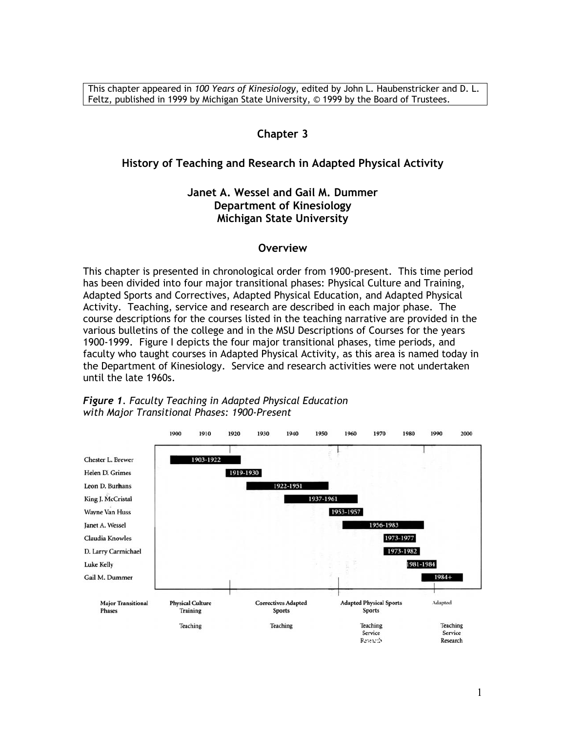This chapter appeared in *100 Years of Kinesiology*, edited by John L. Haubenstricker and D. L. Feltz, published in 1999 by Michigan State University, © 1999 by the Board of Trustees.

# Chapter 3

## History of Teaching and Research in Adapted Physical Activity

**Janet A. Wessel and Gail M. Dummer**
**Department of Kinesiology**
**Michigan State University**

## Overview

This chapter is presented in chronological order from 1900-present. This time period has been divided into four major transitional phases: Physical Culture and Training, Adapted Sports and Correctives, Adapted Physical Education, and Adapted Physical Activity. Teaching, service and research are described in each major phase. The course descriptions for the courses listed in the teaching narrative are provided in the various bulletins of the college and in the MSU Descriptions of Courses for the years 1900-1999. Figure I depicts the four major transitional phases, time periods, and faculty who taught courses in Adapted Physical Activity, as this area is named today in the Department of Kinesiology. Service and research activities were not undertaken until the late 1960s.

***Figure 1****. Faculty Teaching in Adapted Physical Education with Major Transitional Phases: 1900-Present*

| Faculty | Years |
| --- | --- |
| Chester L. Brewer | 1903-1922 |
| Helen D. Grimes | 1919-1930 |
| Leon D. Burhans | 1922-1951 |
| King J. McCristal | 1937-1961 |
| Wayne Van Huss | 1953-1957 |
| Janet A. Wessel | 1956-1983 |
| Claudia Knowles | 1973-1977 |
| D. Larry Carmichael | 1973-1982 |
| Luke Kelly | 1981-1984 |
| Gail M. Dummer | 1984+ |

| Major Transitional Phases | Physical Culture Training | Correctives Adapted Sports | Adapted Physical Sports Sports | Adapted |
| --- | --- | --- | --- | --- |
| | Teaching | Teaching | Teaching Service Research | Teaching Service Research |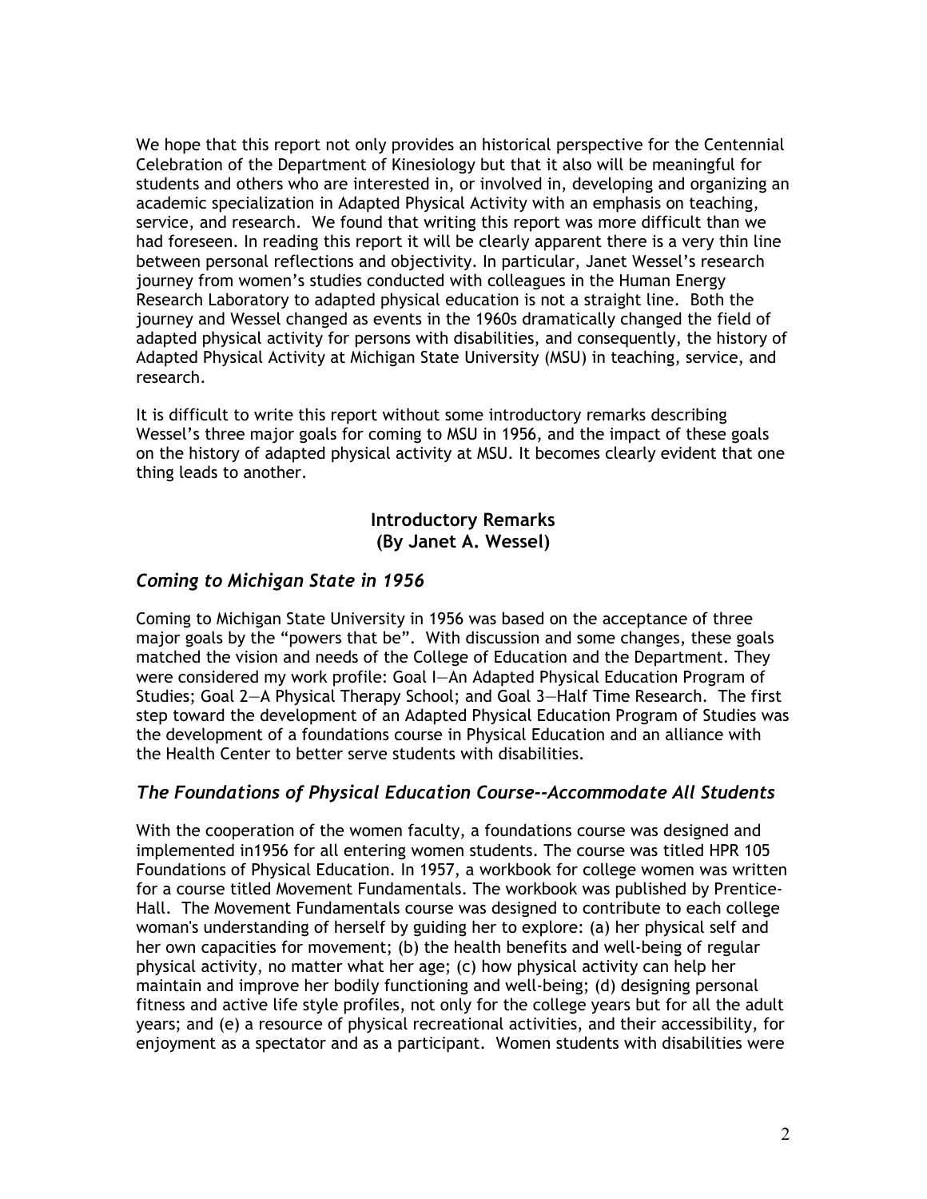We hope that this report not only provides an historical perspective for the Centennial Celebration of the Department of Kinesiology but that it also will be meaningful for students and others who are interested in, or involved in, developing and organizing an academic specialization in Adapted Physical Activity with an emphasis on teaching, service, and research. We found that writing this report was more difficult than we had foreseen. In reading this report it will be clearly apparent there is a very thin line between personal reflections and objectivity. In particular, Janet Wessel's research journey from women's studies conducted with colleagues in the Human Energy Research Laboratory to adapted physical education is not a straight line. Both the journey and Wessel changed as events in the 1960s dramatically changed the field of adapted physical activity for persons with disabilities, and consequently, the history of Adapted Physical Activity at Michigan State University (MSU) in teaching, service, and research.

It is difficult to write this report without some introductory remarks describing Wessel's three major goals for coming to MSU in 1956, and the impact of these goals on the history of adapted physical activity at MSU. It becomes clearly evident that one thing leads to another.

## Introductory Remarks
## (By Janet A. Wessel)

### *Coming to Michigan State in 1956*

Coming to Michigan State University in 1956 was based on the acceptance of three major goals by the "powers that be". With discussion and some changes, these goals matched the vision and needs of the College of Education and the Department. They were considered my work profile: Goal I—An Adapted Physical Education Program of Studies; Goal 2—A Physical Therapy School; and Goal 3—Half Time Research. The first step toward the development of an Adapted Physical Education Program of Studies was the development of a foundations course in Physical Education and an alliance with the Health Center to better serve students with disabilities.

### *The Foundations of Physical Education Course--Accommodate All Students*

With the cooperation of the women faculty, a foundations course was designed and implemented in1956 for all entering women students. The course was titled HPR 105 Foundations of Physical Education. In 1957, a workbook for college women was written for a course titled Movement Fundamentals. The workbook was published by Prentice-Hall. The Movement Fundamentals course was designed to contribute to each college woman's understanding of herself by guiding her to explore: (a) her physical self and her own capacities for movement; (b) the health benefits and well-being of regular physical activity, no matter what her age; (c) how physical activity can help her maintain and improve her bodily functioning and well-being; (d) designing personal fitness and active life style profiles, not only for the college years but for all the adult years; and (e) a resource of physical recreational activities, and their accessibility, for enjoyment as a spectator and as a participant. Women students with disabilities were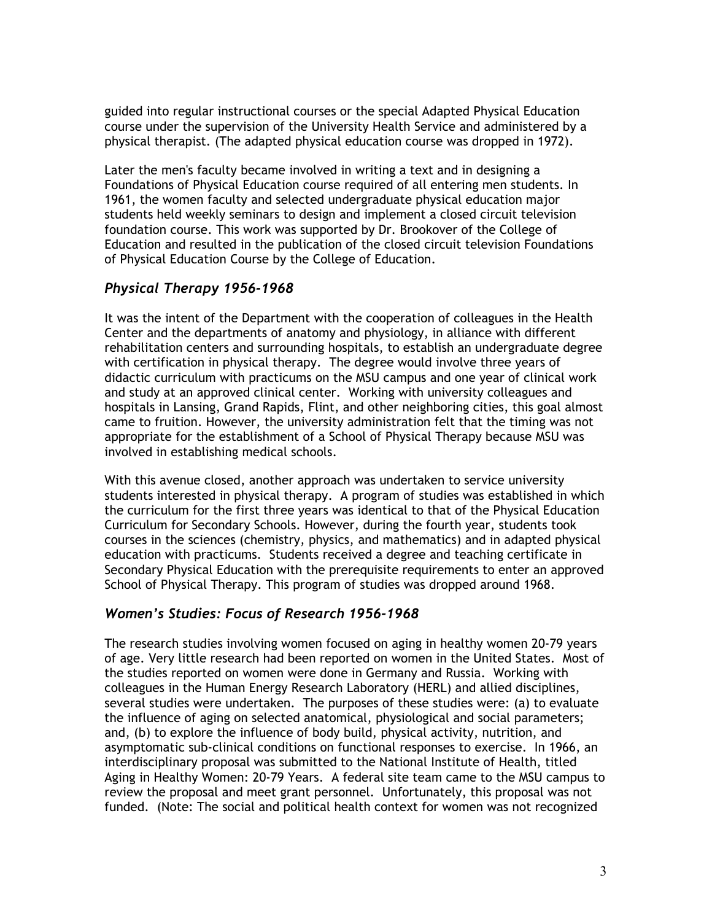guided into regular instructional courses or the special Adapted Physical Education course under the supervision of the University Health Service and administered by a physical therapist. (The adapted physical education course was dropped in 1972).

Later the men's faculty became involved in writing a text and in designing a Foundations of Physical Education course required of all entering men students. In 1961, the women faculty and selected undergraduate physical education major students held weekly seminars to design and implement a closed circuit television foundation course. This work was supported by Dr. Brookover of the College of Education and resulted in the publication of the closed circuit television Foundations of Physical Education Course by the College of Education.

### *Physical Therapy 1956-1968*

It was the intent of the Department with the cooperation of colleagues in the Health Center and the departments of anatomy and physiology, in alliance with different rehabilitation centers and surrounding hospitals, to establish an undergraduate degree with certification in physical therapy. The degree would involve three years of didactic curriculum with practicums on the MSU campus and one year of clinical work and study at an approved clinical center. Working with university colleagues and hospitals in Lansing, Grand Rapids, Flint, and other neighboring cities, this goal almost came to fruition. However, the university administration felt that the timing was not appropriate for the establishment of a School of Physical Therapy because MSU was involved in establishing medical schools.

With this avenue closed, another approach was undertaken to service university students interested in physical therapy. A program of studies was established in which the curriculum for the first three years was identical to that of the Physical Education Curriculum for Secondary Schools. However, during the fourth year, students took courses in the sciences (chemistry, physics, and mathematics) and in adapted physical education with practicums. Students received a degree and teaching certificate in Secondary Physical Education with the prerequisite requirements to enter an approved School of Physical Therapy. This program of studies was dropped around 1968.

### *Women's Studies: Focus of Research 1956-1968*

The research studies involving women focused on aging in healthy women 20-79 years of age. Very little research had been reported on women in the United States. Most of the studies reported on women were done in Germany and Russia. Working with colleagues in the Human Energy Research Laboratory (HERL) and allied disciplines, several studies were undertaken. The purposes of these studies were: (a) to evaluate the influence of aging on selected anatomical, physiological and social parameters; and, (b) to explore the influence of body build, physical activity, nutrition, and asymptomatic sub-clinical conditions on functional responses to exercise. In 1966, an interdisciplinary proposal was submitted to the National Institute of Health, titled Aging in Healthy Women: 20-79 Years. A federal site team came to the MSU campus to review the proposal and meet grant personnel. Unfortunately, this proposal was not funded. (Note: The social and political health context for women was not recognized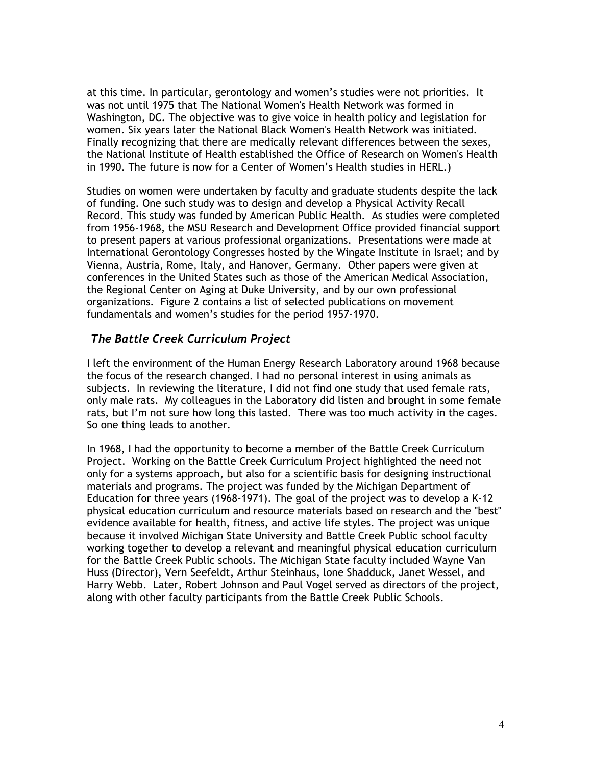at this time. In particular, gerontology and women's studies were not priorities. It was not until 1975 that The National Women's Health Network was formed in Washington, DC. The objective was to give voice in health policy and legislation for women. Six years later the National Black Women's Health Network was initiated. Finally recognizing that there are medically relevant differences between the sexes, the National Institute of Health established the Office of Research on Women's Health in 1990. The future is now for a Center of Women's Health studies in HERL.)

Studies on women were undertaken by faculty and graduate students despite the lack of funding. One such study was to design and develop a Physical Activity Recall Record. This study was funded by American Public Health. As studies were completed from 1956-1968, the MSU Research and Development Office provided financial support to present papers at various professional organizations. Presentations were made at International Gerontology Congresses hosted by the Wingate Institute in Israel; and by Vienna, Austria, Rome, Italy, and Hanover, Germany. Other papers were given at conferences in the United States such as those of the American Medical Association, the Regional Center on Aging at Duke University, and by our own professional organizations. Figure 2 contains a list of selected publications on movement fundamentals and women's studies for the period 1957-1970.

### *The Battle Creek Curriculum Project*

I left the environment of the Human Energy Research Laboratory around 1968 because the focus of the research changed. I had no personal interest in using animals as subjects. In reviewing the literature, I did not find one study that used female rats, only male rats. My colleagues in the Laboratory did listen and brought in some female rats, but I'm not sure how long this lasted. There was too much activity in the cages. So one thing leads to another.

In 1968, I had the opportunity to become a member of the Battle Creek Curriculum Project. Working on the Battle Creek Curriculum Project highlighted the need not only for a systems approach, but also for a scientific basis for designing instructional materials and programs. The project was funded by the Michigan Department of Education for three years (1968-1971). The goal of the project was to develop a K-12 physical education curriculum and resource materials based on research and the "best" evidence available for health, fitness, and active life styles. The project was unique because it involved Michigan State University and Battle Creek Public school faculty working together to develop a relevant and meaningful physical education curriculum for the Battle Creek Public schools. The Michigan State faculty included Wayne Van Huss (Director), Vern Seefeldt, Arthur Steinhaus, lone Shadduck, Janet Wessel, and Harry Webb. Later, Robert Johnson and Paul Vogel served as directors of the project, along with other faculty participants from the Battle Creek Public Schools.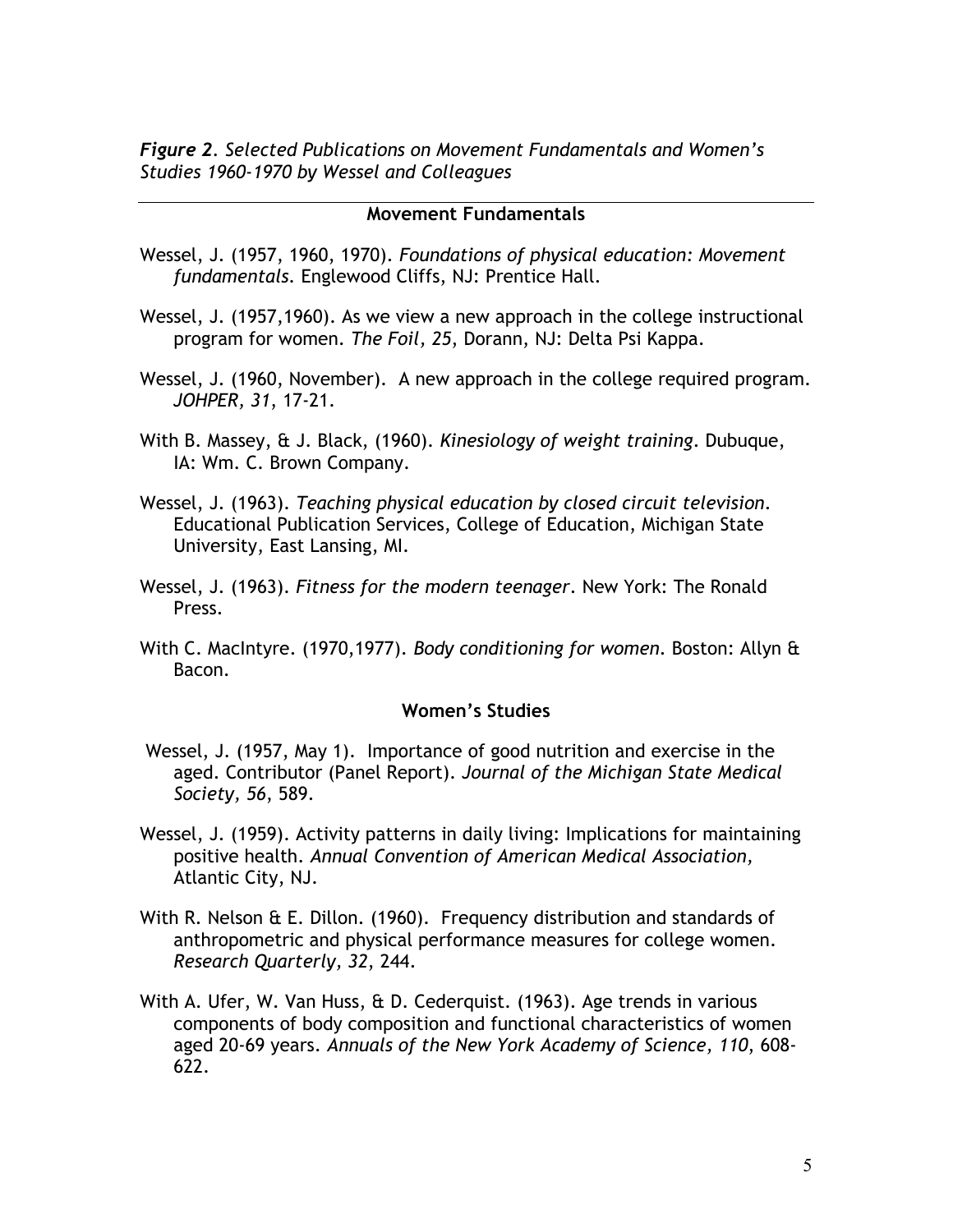***Figure 2**. Selected Publications on Movement Fundamentals and Women's Studies 1960-1970 by Wessel and Colleagues*

---

**Movement Fundamentals**

Wessel, J. (1957, 1960, 1970). *Foundations of physical education: Movement fundamentals.* Englewood Cliffs, NJ: Prentice Hall.

Wessel, J. (1957,1960). As we view a new approach in the college instructional program for women. *The Foil, 25*, Dorann, NJ: Delta Psi Kappa.

Wessel, J. (1960, November). A new approach in the college required program. *JOHPER, 31*, 17-21.

With B. Massey, & J. Black, (1960). *Kinesiology of weight training*. Dubuque, IA: Wm. C. Brown Company.

Wessel, J. (1963). *Teaching physical education by closed circuit television.* Educational Publication Services, College of Education, Michigan State University, East Lansing, MI.

Wessel, J. (1963). *Fitness for the modern teenager*. New York: The Ronald Press.

With C. MacIntyre. (1970,1977). *Body conditioning for women.* Boston: Allyn & Bacon.

**Women's Studies**

Wessel, J. (1957, May 1). Importance of good nutrition and exercise in the aged. Contributor (Panel Report). *Journal of the Michigan State Medical Society, 56*, 589.

Wessel, J. (1959). Activity patterns in daily living: Implications for maintaining positive health. *Annual Convention of American Medical Association,* Atlantic City, NJ.

With R. Nelson & E. Dillon. (1960). Frequency distribution and standards of anthropometric and physical performance measures for college women. *Research Quarterly, 32*, 244.

With A. Ufer, W. Van Huss, & D. Cederquist. (1963). Age trends in various components of body composition and functional characteristics of women aged 20-69 years. *Annuals of the New York Academy of Science, 110*, 608-622.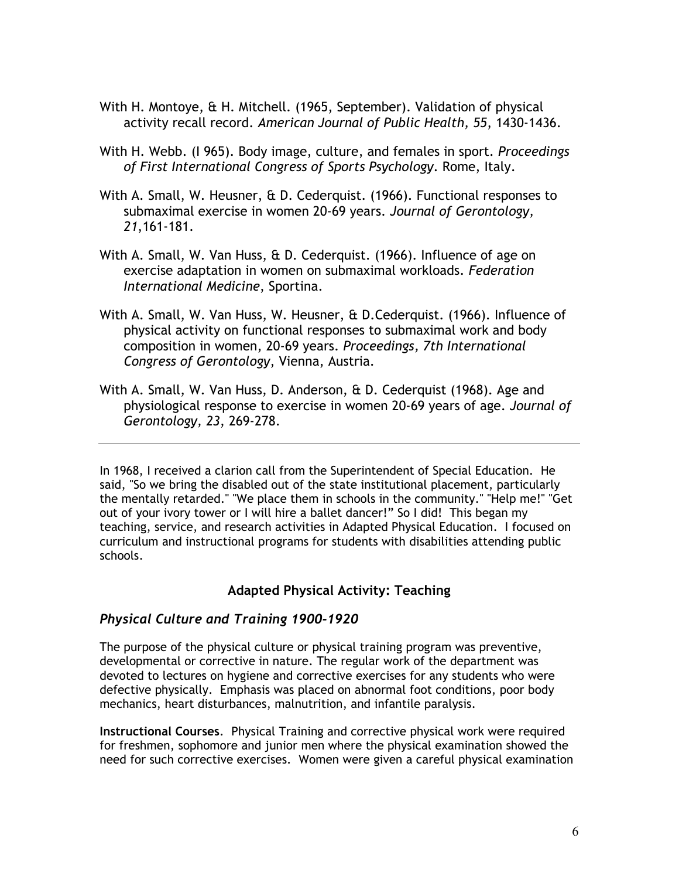With H. Montoye, & H. Mitchell. (1965, September). Validation of physical activity recall record. *American Journal of Public Health, 55*, 1430-1436.

With H. Webb. (I 965). Body image, culture, and females in sport. *Proceedings of First International Congress of Sports Psychology*. Rome, Italy.

With A. Small, W. Heusner, & D. Cederquist. (1966). Functional responses to submaximal exercise in women 20-69 years. *Journal of Gerontology, 21*,161-181.

With A. Small, W. Van Huss, & D. Cederquist. (1966). Influence of age on exercise adaptation in women on submaximal workloads. *Federation International Medicine*, Sportina.

With A. Small, W. Van Huss, W. Heusner, & D.Cederquist. (1966). Influence of physical activity on functional responses to submaximal work and body composition in women, 20-69 years. *Proceedings, 7th International Congress of Gerontology*, Vienna, Austria.

With A. Small, W. Van Huss, D. Anderson, & D. Cederquist (1968). Age and physiological response to exercise in women 20-69 years of age. *Journal of Gerontology, 23*, 269-278.

---

In 1968, I received a clarion call from the Superintendent of Special Education. He said, "So we bring the disabled out of the state institutional placement, particularly the mentally retarded." "We place them in schools in the community." "Help me!" "Get out of your ivory tower or I will hire a ballet dancer!" So I did! This began my teaching, service, and research activities in Adapted Physical Education. I focused on curriculum and instructional programs for students with disabilities attending public schools.

## Adapted Physical Activity: Teaching

### *Physical Culture and Training 1900-1920*

The purpose of the physical culture or physical training program was preventive, developmental or corrective in nature. The regular work of the department was devoted to lectures on hygiene and corrective exercises for any students who were defective physically. Emphasis was placed on abnormal foot conditions, poor body mechanics, heart disturbances, malnutrition, and infantile paralysis.

**Instructional Courses**. Physical Training and corrective physical work were required for freshmen, sophomore and junior men where the physical examination showed the need for such corrective exercises. Women were given a careful physical examination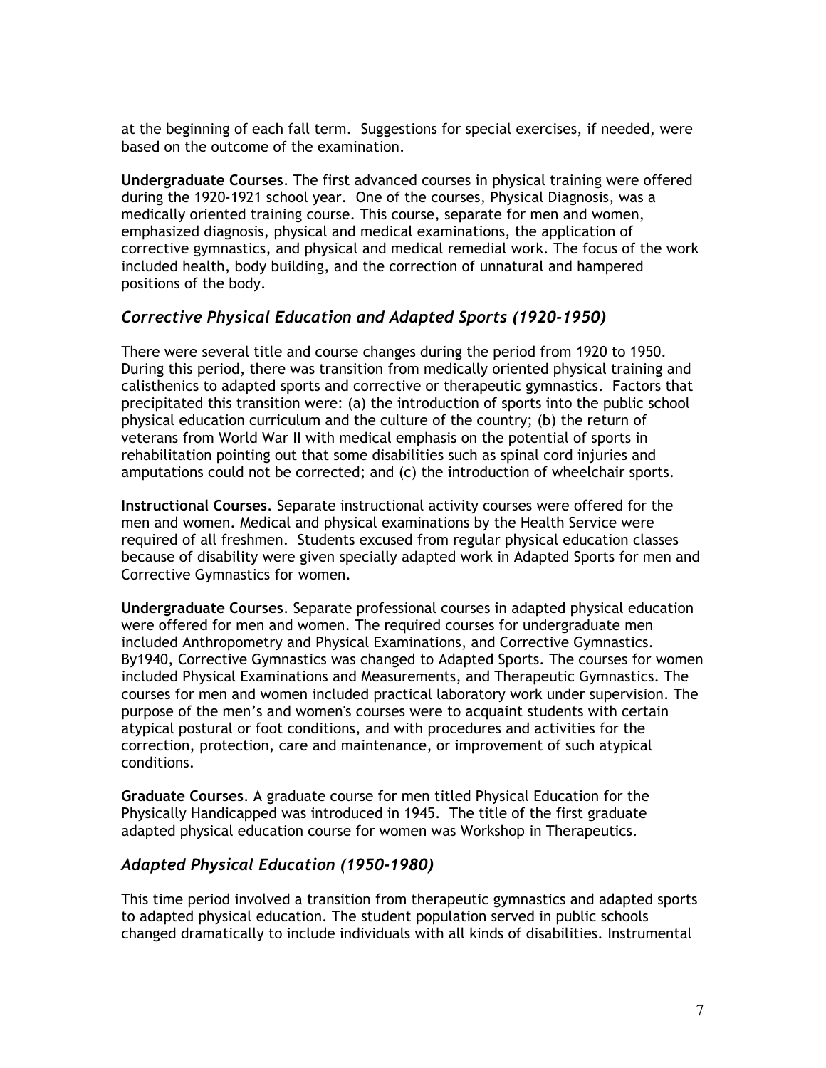at the beginning of each fall term. Suggestions for special exercises, if needed, were based on the outcome of the examination.

**Undergraduate Courses**. The first advanced courses in physical training were offered during the 1920-1921 school year. One of the courses, Physical Diagnosis, was a medically oriented training course. This course, separate for men and women, emphasized diagnosis, physical and medical examinations, the application of corrective gymnastics, and physical and medical remedial work. The focus of the work included health, body building, and the correction of unnatural and hampered positions of the body.

### *Corrective Physical Education and Adapted Sports (1920-1950)*

There were several title and course changes during the period from 1920 to 1950. During this period, there was transition from medically oriented physical training and calisthenics to adapted sports and corrective or therapeutic gymnastics. Factors that precipitated this transition were: (a) the introduction of sports into the public school physical education curriculum and the culture of the country; (b) the return of veterans from World War II with medical emphasis on the potential of sports in rehabilitation pointing out that some disabilities such as spinal cord injuries and amputations could not be corrected; and (c) the introduction of wheelchair sports.

**Instructional Courses**. Separate instructional activity courses were offered for the men and women. Medical and physical examinations by the Health Service were required of all freshmen. Students excused from regular physical education classes because of disability were given specially adapted work in Adapted Sports for men and Corrective Gymnastics for women.

**Undergraduate Courses**. Separate professional courses in adapted physical education were offered for men and women. The required courses for undergraduate men included Anthropometry and Physical Examinations, and Corrective Gymnastics. By1940, Corrective Gymnastics was changed to Adapted Sports. The courses for women included Physical Examinations and Measurements, and Therapeutic Gymnastics. The courses for men and women included practical laboratory work under supervision. The purpose of the men's and women's courses were to acquaint students with certain atypical postural or foot conditions, and with procedures and activities for the correction, protection, care and maintenance, or improvement of such atypical conditions.

**Graduate Courses**. A graduate course for men titled Physical Education for the Physically Handicapped was introduced in 1945. The title of the first graduate adapted physical education course for women was Workshop in Therapeutics.

### *Adapted Physical Education (1950-1980)*

This time period involved a transition from therapeutic gymnastics and adapted sports to adapted physical education. The student population served in public schools changed dramatically to include individuals with all kinds of disabilities. Instrumental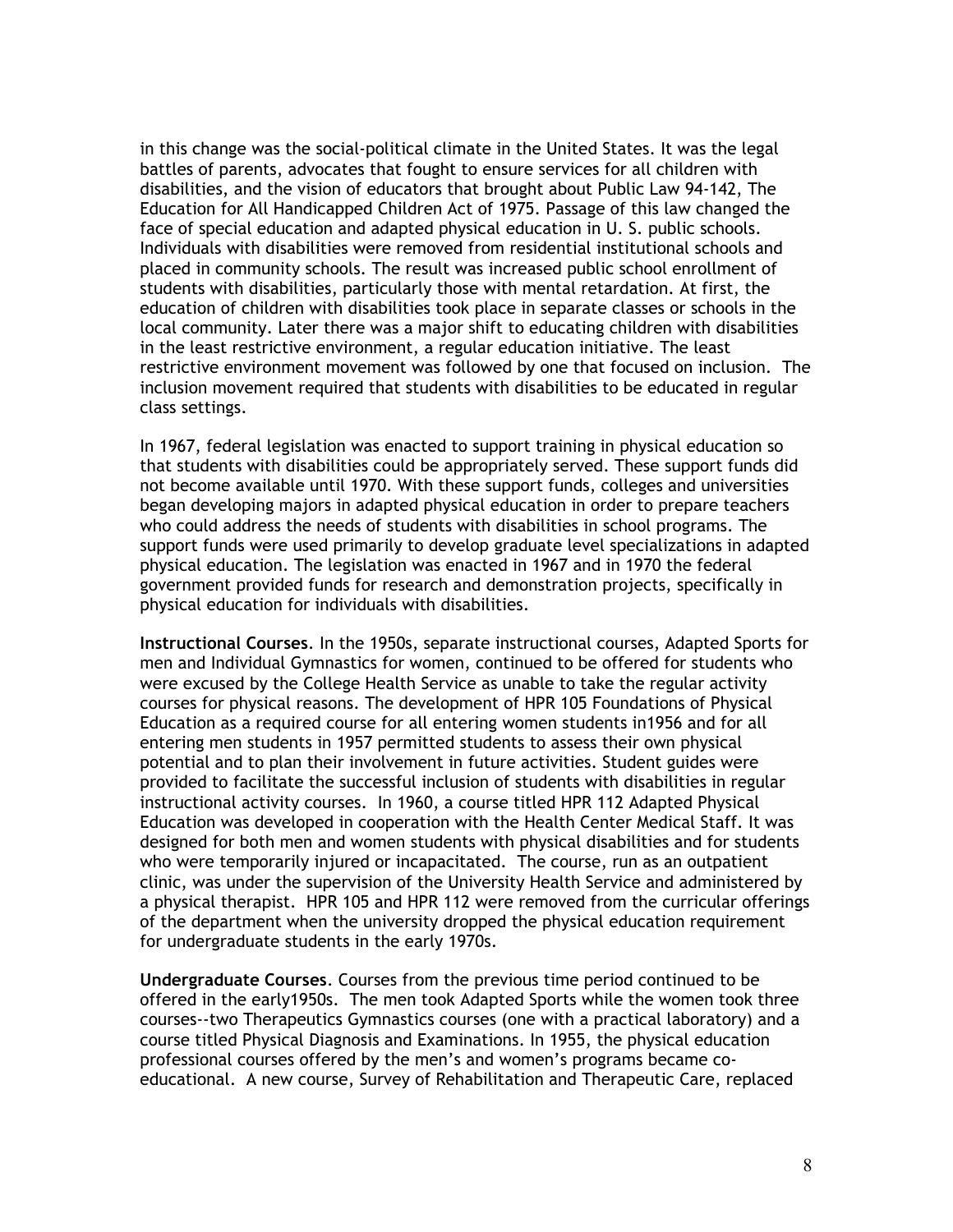in this change was the social-political climate in the United States. It was the legal battles of parents, advocates that fought to ensure services for all children with disabilities, and the vision of educators that brought about Public Law 94-142, The Education for All Handicapped Children Act of 1975. Passage of this law changed the face of special education and adapted physical education in U. S. public schools. Individuals with disabilities were removed from residential institutional schools and placed in community schools. The result was increased public school enrollment of students with disabilities, particularly those with mental retardation. At first, the education of children with disabilities took place in separate classes or schools in the local community. Later there was a major shift to educating children with disabilities in the least restrictive environment, a regular education initiative. The least restrictive environment movement was followed by one that focused on inclusion. The inclusion movement required that students with disabilities to be educated in regular class settings.

In 1967, federal legislation was enacted to support training in physical education so that students with disabilities could be appropriately served. These support funds did not become available until 1970. With these support funds, colleges and universities began developing majors in adapted physical education in order to prepare teachers who could address the needs of students with disabilities in school programs. The support funds were used primarily to develop graduate level specializations in adapted physical education. The legislation was enacted in 1967 and in 1970 the federal government provided funds for research and demonstration projects, specifically in physical education for individuals with disabilities.

**Instructional Courses**. In the 1950s, separate instructional courses, Adapted Sports for men and Individual Gymnastics for women, continued to be offered for students who were excused by the College Health Service as unable to take the regular activity courses for physical reasons. The development of HPR 105 Foundations of Physical Education as a required course for all entering women students in1956 and for all entering men students in 1957 permitted students to assess their own physical potential and to plan their involvement in future activities. Student guides were provided to facilitate the successful inclusion of students with disabilities in regular instructional activity courses. In 1960, a course titled HPR 112 Adapted Physical Education was developed in cooperation with the Health Center Medical Staff. It was designed for both men and women students with physical disabilities and for students who were temporarily injured or incapacitated. The course, run as an outpatient clinic, was under the supervision of the University Health Service and administered by a physical therapist. HPR 105 and HPR 112 were removed from the curricular offerings of the department when the university dropped the physical education requirement for undergraduate students in the early 1970s.

**Undergraduate Courses**. Courses from the previous time period continued to be offered in the early1950s. The men took Adapted Sports while the women took three courses--two Therapeutics Gymnastics courses (one with a practical laboratory) and a course titled Physical Diagnosis and Examinations. In 1955, the physical education professional courses offered by the men's and women's programs became co-educational. A new course, Survey of Rehabilitation and Therapeutic Care, replaced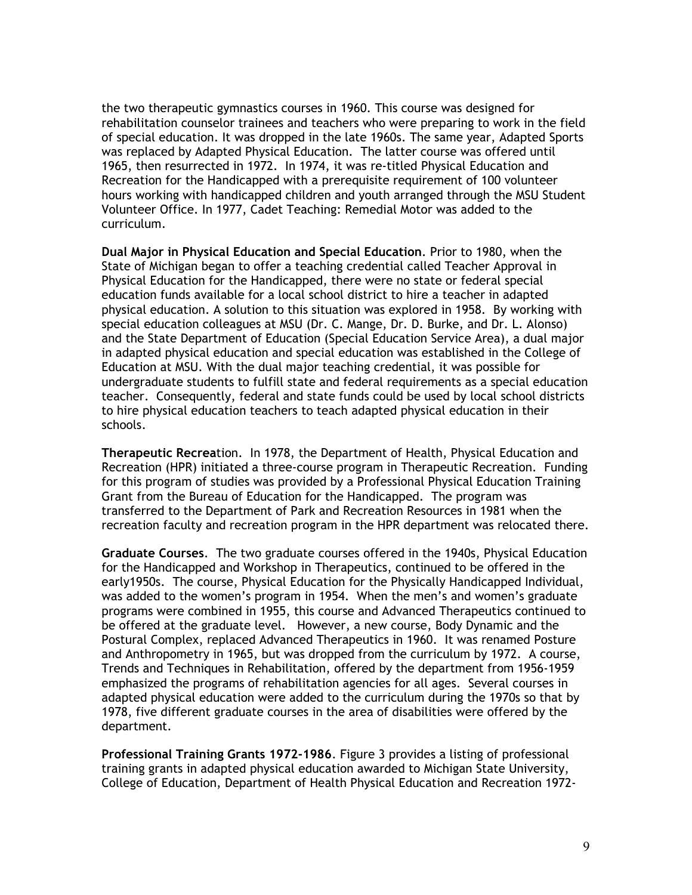the two therapeutic gymnastics courses in 1960. This course was designed for rehabilitation counselor trainees and teachers who were preparing to work in the field of special education. It was dropped in the late 1960s. The same year, Adapted Sports was replaced by Adapted Physical Education. The latter course was offered until 1965, then resurrected in 1972. In 1974, it was re-titled Physical Education and Recreation for the Handicapped with a prerequisite requirement of 100 volunteer hours working with handicapped children and youth arranged through the MSU Student Volunteer Office. In 1977, Cadet Teaching: Remedial Motor was added to the curriculum.

**Dual Major in Physical Education and Special Education**. Prior to 1980, when the State of Michigan began to offer a teaching credential called Teacher Approval in Physical Education for the Handicapped, there were no state or federal special education funds available for a local school district to hire a teacher in adapted physical education. A solution to this situation was explored in 1958. By working with special education colleagues at MSU (Dr. C. Mange, Dr. D. Burke, and Dr. L. Alonso) and the State Department of Education (Special Education Service Area), a dual major in adapted physical education and special education was established in the College of Education at MSU. With the dual major teaching credential, it was possible for undergraduate students to fulfill state and federal requirements as a special education teacher. Consequently, federal and state funds could be used by local school districts to hire physical education teachers to teach adapted physical education in their schools.

**Therapeutic Recrea**tion. In 1978, the Department of Health, Physical Education and Recreation (HPR) initiated a three-course program in Therapeutic Recreation. Funding for this program of studies was provided by a Professional Physical Education Training Grant from the Bureau of Education for the Handicapped. The program was transferred to the Department of Park and Recreation Resources in 1981 when the recreation faculty and recreation program in the HPR department was relocated there.

**Graduate Courses**. The two graduate courses offered in the 1940s, Physical Education for the Handicapped and Workshop in Therapeutics, continued to be offered in the early1950s. The course, Physical Education for the Physically Handicapped Individual, was added to the women's program in 1954. When the men's and women's graduate programs were combined in 1955, this course and Advanced Therapeutics continued to be offered at the graduate level. However, a new course, Body Dynamic and the Postural Complex, replaced Advanced Therapeutics in 1960. It was renamed Posture and Anthropometry in 1965, but was dropped from the curriculum by 1972. A course, Trends and Techniques in Rehabilitation, offered by the department from 1956-1959 emphasized the programs of rehabilitation agencies for all ages. Several courses in adapted physical education were added to the curriculum during the 1970s so that by 1978, five different graduate courses in the area of disabilities were offered by the department.

**Professional Training Grants 1972-1986**. Figure 3 provides a listing of professional training grants in adapted physical education awarded to Michigan State University, College of Education, Department of Health Physical Education and Recreation 1972-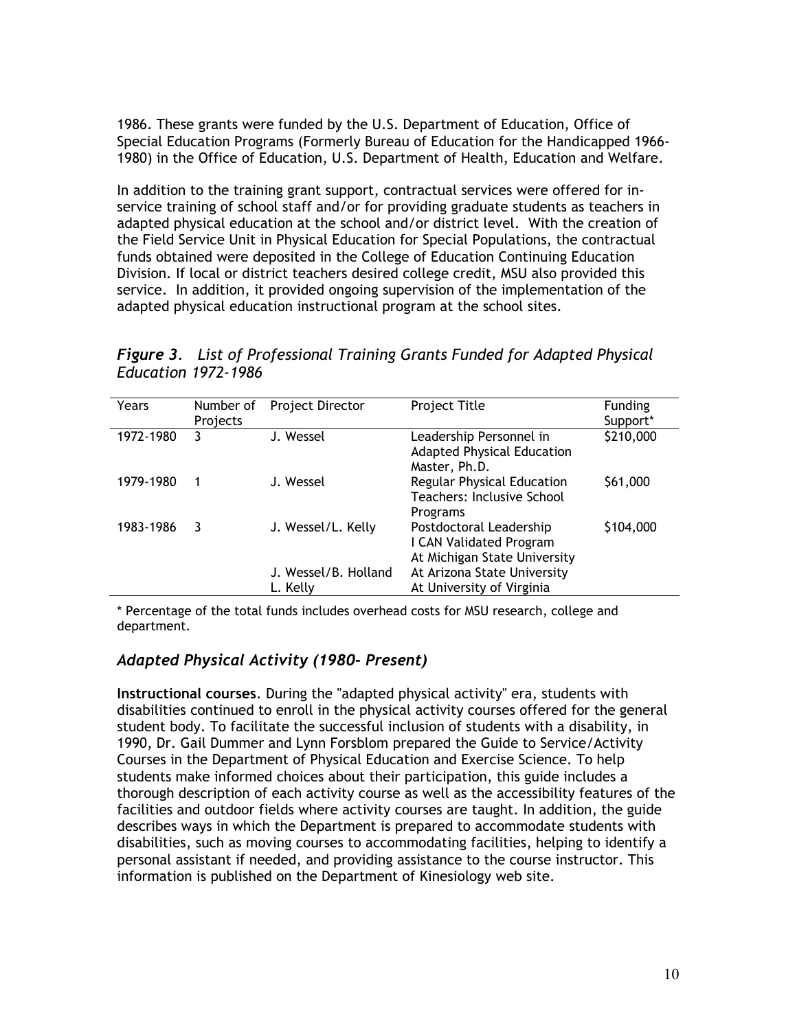1986. These grants were funded by the U.S. Department of Education, Office of Special Education Programs (Formerly Bureau of Education for the Handicapped 1966-1980) in the Office of Education, U.S. Department of Health, Education and Welfare.

In addition to the training grant support, contractual services were offered for in-service training of school staff and/or for providing graduate students as teachers in adapted physical education at the school and/or district level. With the creation of the Field Service Unit in Physical Education for Special Populations, the contractual funds obtained were deposited in the College of Education Continuing Education Division. If local or district teachers desired college credit, MSU also provided this service. In addition, it provided ongoing supervision of the implementation of the adapted physical education instructional program at the school sites.

***Figure 3**. List of Professional Training Grants Funded for Adapted Physical Education 1972-1986*

| Years | Number of Projects | Project Director | Project Title | Funding Support* |
|---|---|---|---|---|
| 1972-1980 | 3 | J. Wessel | Leadership Personnel in Adapted Physical Education Master, Ph.D. | $210,000 |
| 1979-1980 | 1 | J. Wessel | Regular Physical Education Teachers: Inclusive School Programs | $61,000 |
| 1983-1986 | 3 | J. Wessel/L. Kelly | Postdoctoral Leadership I CAN Validated Program At Michigan State University | $104,000 |
| | | J. Wessel/B. Holland L. Kelly | At Arizona State University At University of Virginia | |

\* Percentage of the total funds includes overhead costs for MSU research, college and department.

## *Adapted Physical Activity (1980- Present)*

**Instructional courses**. During the "adapted physical activity" era, students with disabilities continued to enroll in the physical activity courses offered for the general student body. To facilitate the successful inclusion of students with a disability, in 1990, Dr. Gail Dummer and Lynn Forsblom prepared the Guide to Service/Activity Courses in the Department of Physical Education and Exercise Science. To help students make informed choices about their participation, this guide includes a thorough description of each activity course as well as the accessibility features of the facilities and outdoor fields where activity courses are taught. In addition, the guide describes ways in which the Department is prepared to accommodate students with disabilities, such as moving courses to accommodating facilities, helping to identify a personal assistant if needed, and providing assistance to the course instructor. This information is published on the Department of Kinesiology web site.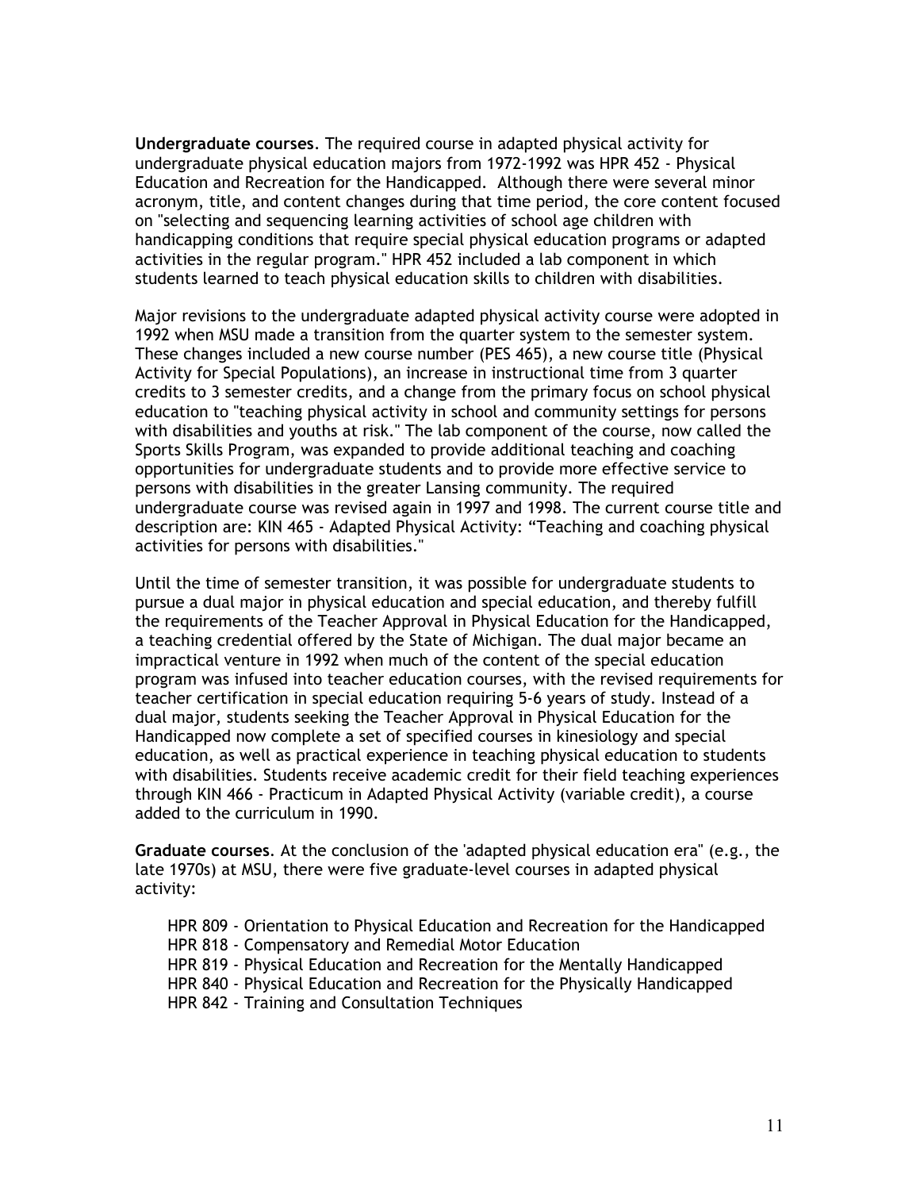**Undergraduate courses**. The required course in adapted physical activity for undergraduate physical education majors from 1972-1992 was HPR 452 - Physical Education and Recreation for the Handicapped. Although there were several minor acronym, title, and content changes during that time period, the core content focused on "selecting and sequencing learning activities of school age children with handicapping conditions that require special physical education programs or adapted activities in the regular program." HPR 452 included a lab component in which students learned to teach physical education skills to children with disabilities.

Major revisions to the undergraduate adapted physical activity course were adopted in 1992 when MSU made a transition from the quarter system to the semester system. These changes included a new course number (PES 465), a new course title (Physical Activity for Special Populations), an increase in instructional time from 3 quarter credits to 3 semester credits, and a change from the primary focus on school physical education to "teaching physical activity in school and community settings for persons with disabilities and youths at risk." The lab component of the course, now called the Sports Skills Program, was expanded to provide additional teaching and coaching opportunities for undergraduate students and to provide more effective service to persons with disabilities in the greater Lansing community. The required undergraduate course was revised again in 1997 and 1998. The current course title and description are: KIN 465 - Adapted Physical Activity: "Teaching and coaching physical activities for persons with disabilities."

Until the time of semester transition, it was possible for undergraduate students to pursue a dual major in physical education and special education, and thereby fulfill the requirements of the Teacher Approval in Physical Education for the Handicapped, a teaching credential offered by the State of Michigan. The dual major became an impractical venture in 1992 when much of the content of the special education program was infused into teacher education courses, with the revised requirements for teacher certification in special education requiring 5-6 years of study. Instead of a dual major, students seeking the Teacher Approval in Physical Education for the Handicapped now complete a set of specified courses in kinesiology and special education, as well as practical experience in teaching physical education to students with disabilities. Students receive academic credit for their field teaching experiences through KIN 466 - Practicum in Adapted Physical Activity (variable credit), a course added to the curriculum in 1990.

**Graduate courses**. At the conclusion of the 'adapted physical education era" (e.g., the late 1970s) at MSU, there were five graduate-level courses in adapted physical activity:

- HPR 809 - Orientation to Physical Education and Recreation for the Handicapped
- HPR 818 - Compensatory and Remedial Motor Education
- HPR 819 - Physical Education and Recreation for the Mentally Handicapped
- HPR 840 - Physical Education and Recreation for the Physically Handicapped
- HPR 842 - Training and Consultation Techniques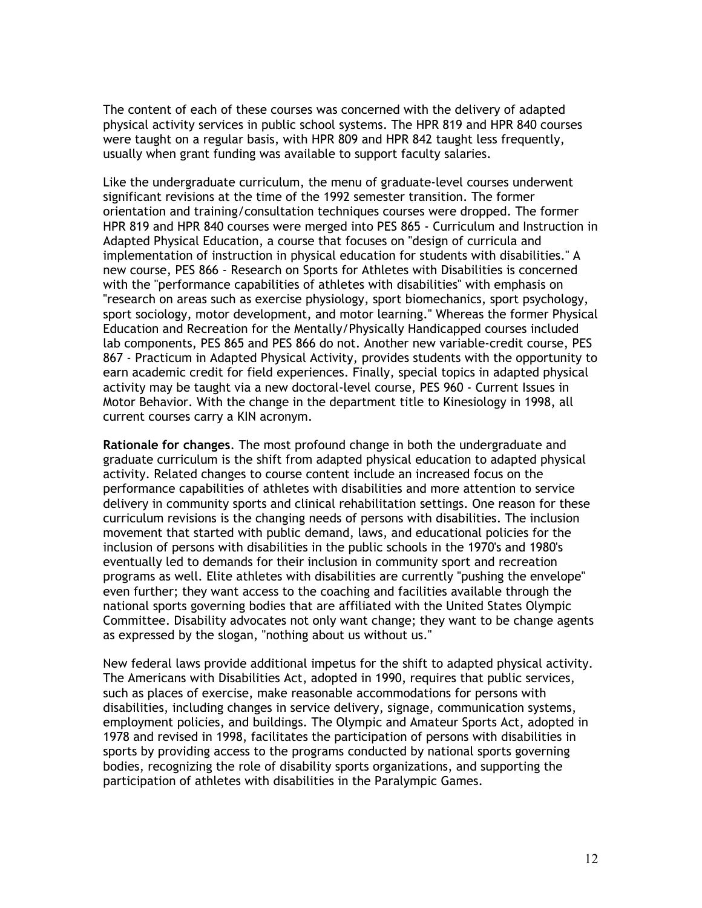The content of each of these courses was concerned with the delivery of adapted physical activity services in public school systems. The HPR 819 and HPR 840 courses were taught on a regular basis, with HPR 809 and HPR 842 taught less frequently, usually when grant funding was available to support faculty salaries.

Like the undergraduate curriculum, the menu of graduate-level courses underwent significant revisions at the time of the 1992 semester transition. The former orientation and training/consultation techniques courses were dropped. The former HPR 819 and HPR 840 courses were merged into PES 865 - Curriculum and Instruction in Adapted Physical Education, a course that focuses on "design of curricula and implementation of instruction in physical education for students with disabilities." A new course, PES 866 - Research on Sports for Athletes with Disabilities is concerned with the "performance capabilities of athletes with disabilities" with emphasis on "research on areas such as exercise physiology, sport biomechanics, sport psychology, sport sociology, motor development, and motor learning." Whereas the former Physical Education and Recreation for the Mentally/Physically Handicapped courses included lab components, PES 865 and PES 866 do not. Another new variable-credit course, PES 867 - Practicum in Adapted Physical Activity, provides students with the opportunity to earn academic credit for field experiences. Finally, special topics in adapted physical activity may be taught via a new doctoral-level course, PES 960 - Current Issues in Motor Behavior. With the change in the department title to Kinesiology in 1998, all current courses carry a KIN acronym.

**Rationale for changes**. The most profound change in both the undergraduate and graduate curriculum is the shift from adapted physical education to adapted physical activity. Related changes to course content include an increased focus on the performance capabilities of athletes with disabilities and more attention to service delivery in community sports and clinical rehabilitation settings. One reason for these curriculum revisions is the changing needs of persons with disabilities. The inclusion movement that started with public demand, laws, and educational policies for the inclusion of persons with disabilities in the public schools in the 1970's and 1980's eventually led to demands for their inclusion in community sport and recreation programs as well. Elite athletes with disabilities are currently "pushing the envelope" even further; they want access to the coaching and facilities available through the national sports governing bodies that are affiliated with the United States Olympic Committee. Disability advocates not only want change; they want to be change agents as expressed by the slogan, "nothing about us without us."

New federal laws provide additional impetus for the shift to adapted physical activity. The Americans with Disabilities Act, adopted in 1990, requires that public services, such as places of exercise, make reasonable accommodations for persons with disabilities, including changes in service delivery, signage, communication systems, employment policies, and buildings. The Olympic and Amateur Sports Act, adopted in 1978 and revised in 1998, facilitates the participation of persons with disabilities in sports by providing access to the programs conducted by national sports governing bodies, recognizing the role of disability sports organizations, and supporting the participation of athletes with disabilities in the Paralympic Games.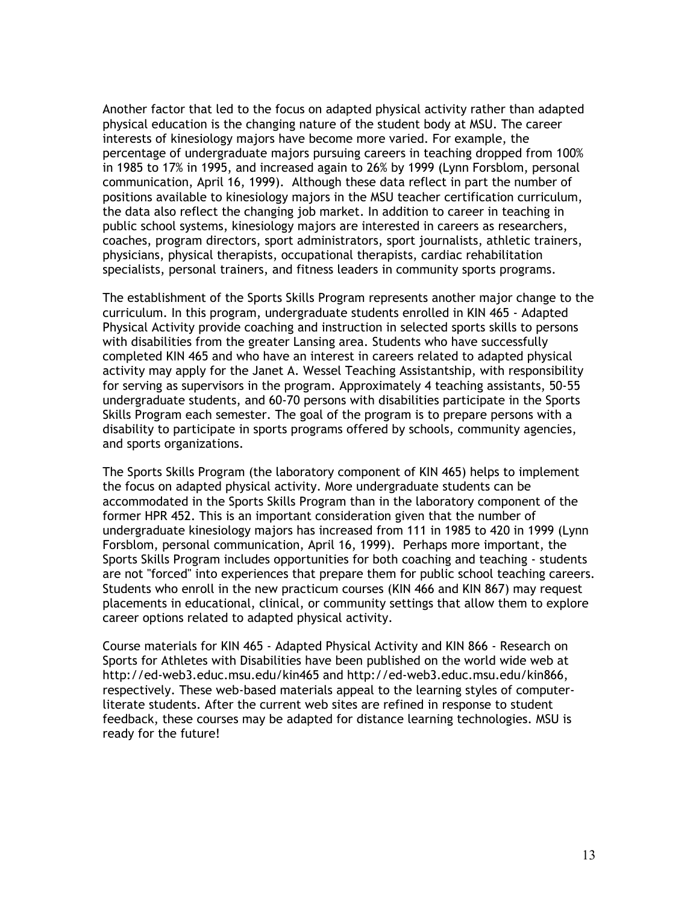Another factor that led to the focus on adapted physical activity rather than adapted physical education is the changing nature of the student body at MSU. The career interests of kinesiology majors have become more varied. For example, the percentage of undergraduate majors pursuing careers in teaching dropped from 100% in 1985 to 17% in 1995, and increased again to 26% by 1999 (Lynn Forsblom, personal communication, April 16, 1999). Although these data reflect in part the number of positions available to kinesiology majors in the MSU teacher certification curriculum, the data also reflect the changing job market. In addition to career in teaching in public school systems, kinesiology majors are interested in careers as researchers, coaches, program directors, sport administrators, sport journalists, athletic trainers, physicians, physical therapists, occupational therapists, cardiac rehabilitation specialists, personal trainers, and fitness leaders in community sports programs.

The establishment of the Sports Skills Program represents another major change to the curriculum. In this program, undergraduate students enrolled in KIN 465 - Adapted Physical Activity provide coaching and instruction in selected sports skills to persons with disabilities from the greater Lansing area. Students who have successfully completed KIN 465 and who have an interest in careers related to adapted physical activity may apply for the Janet A. Wessel Teaching Assistantship, with responsibility for serving as supervisors in the program. Approximately 4 teaching assistants, 50-55 undergraduate students, and 60-70 persons with disabilities participate in the Sports Skills Program each semester. The goal of the program is to prepare persons with a disability to participate in sports programs offered by schools, community agencies, and sports organizations.

The Sports Skills Program (the laboratory component of KIN 465) helps to implement the focus on adapted physical activity. More undergraduate students can be accommodated in the Sports Skills Program than in the laboratory component of the former HPR 452. This is an important consideration given that the number of undergraduate kinesiology majors has increased from 111 in 1985 to 420 in 1999 (Lynn Forsblom, personal communication, April 16, 1999). Perhaps more important, the Sports Skills Program includes opportunities for both coaching and teaching - students are not "forced" into experiences that prepare them for public school teaching careers. Students who enroll in the new practicum courses (KIN 466 and KIN 867) may request placements in educational, clinical, or community settings that allow them to explore career options related to adapted physical activity.

Course materials for KIN 465 - Adapted Physical Activity and KIN 866 - Research on Sports for Athletes with Disabilities have been published on the world wide web at http://ed-web3.educ.msu.edu/kin465 and http://ed-web3.educ.msu.edu/kin866, respectively. These web-based materials appeal to the learning styles of computer-literate students. After the current web sites are refined in response to student feedback, these courses may be adapted for distance learning technologies. MSU is ready for the future!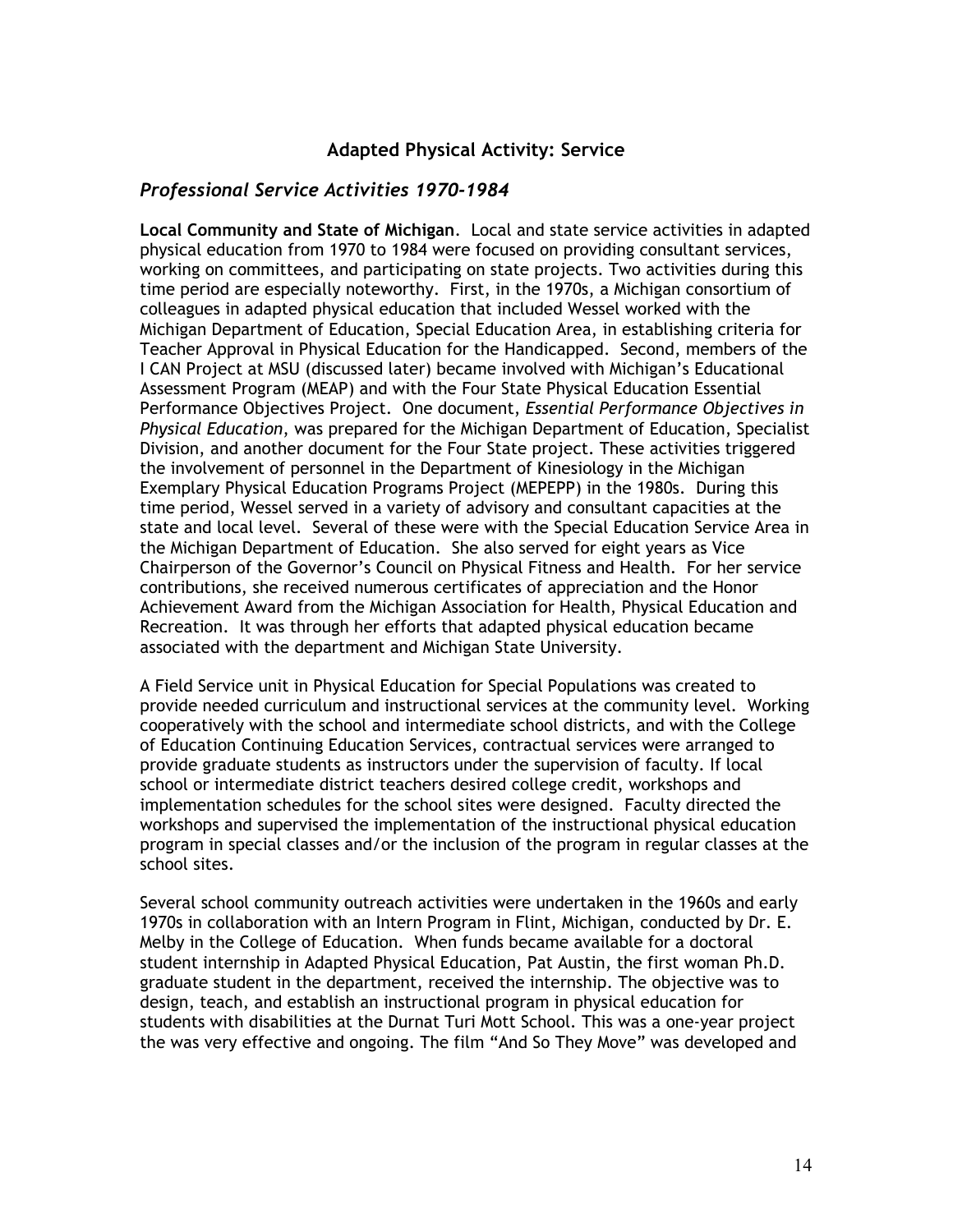## Adapted Physical Activity: Service

### *Professional Service Activities 1970-1984*

**Local Community and State of Michigan**. Local and state service activities in adapted physical education from 1970 to 1984 were focused on providing consultant services, working on committees, and participating on state projects. Two activities during this time period are especially noteworthy. First, in the 1970s, a Michigan consortium of colleagues in adapted physical education that included Wessel worked with the Michigan Department of Education, Special Education Area, in establishing criteria for Teacher Approval in Physical Education for the Handicapped. Second, members of the I CAN Project at MSU (discussed later) became involved with Michigan's Educational Assessment Program (MEAP) and with the Four State Physical Education Essential Performance Objectives Project. One document, *Essential Performance Objectives in Physical Education*, was prepared for the Michigan Department of Education, Specialist Division, and another document for the Four State project. These activities triggered the involvement of personnel in the Department of Kinesiology in the Michigan Exemplary Physical Education Programs Project (MEPEPP) in the 1980s. During this time period, Wessel served in a variety of advisory and consultant capacities at the state and local level. Several of these were with the Special Education Service Area in the Michigan Department of Education. She also served for eight years as Vice Chairperson of the Governor's Council on Physical Fitness and Health. For her service contributions, she received numerous certificates of appreciation and the Honor Achievement Award from the Michigan Association for Health, Physical Education and Recreation. It was through her efforts that adapted physical education became associated with the department and Michigan State University.

A Field Service unit in Physical Education for Special Populations was created to provide needed curriculum and instructional services at the community level. Working cooperatively with the school and intermediate school districts, and with the College of Education Continuing Education Services, contractual services were arranged to provide graduate students as instructors under the supervision of faculty. If local school or intermediate district teachers desired college credit, workshops and implementation schedules for the school sites were designed. Faculty directed the workshops and supervised the implementation of the instructional physical education program in special classes and/or the inclusion of the program in regular classes at the school sites.

Several school community outreach activities were undertaken in the 1960s and early 1970s in collaboration with an Intern Program in Flint, Michigan, conducted by Dr. E. Melby in the College of Education. When funds became available for a doctoral student internship in Adapted Physical Education, Pat Austin, the first woman Ph.D. graduate student in the department, received the internship. The objective was to design, teach, and establish an instructional program in physical education for students with disabilities at the Durnat Turi Mott School. This was a one-year project the was very effective and ongoing. The film "And So They Move" was developed and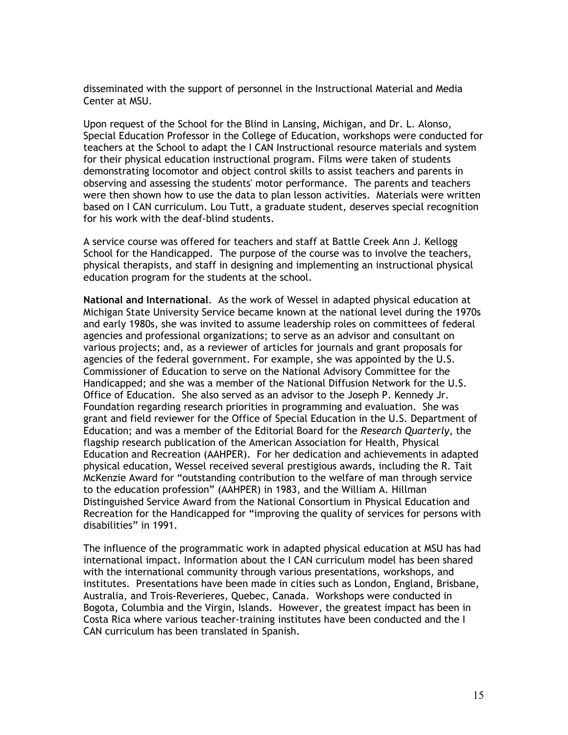disseminated with the support of personnel in the Instructional Material and Media Center at MSU.

Upon request of the School for the Blind in Lansing, Michigan, and Dr. L. Alonso, Special Education Professor in the College of Education, workshops were conducted for teachers at the School to adapt the I CAN Instructional resource materials and system for their physical education instructional program. Films were taken of students demonstrating locomotor and object control skills to assist teachers and parents in observing and assessing the students' motor performance. The parents and teachers were then shown how to use the data to plan lesson activities. Materials were written based on I CAN curriculum. Lou Tutt, a graduate student, deserves special recognition for his work with the deaf-blind students.

A service course was offered for teachers and staff at Battle Creek Ann J. Kellogg School for the Handicapped. The purpose of the course was to involve the teachers, physical therapists, and staff in designing and implementing an instructional physical education program for the students at the school.

**National and International**. As the work of Wessel in adapted physical education at Michigan State University Service became known at the national level during the 1970s and early 1980s, she was invited to assume leadership roles on committees of federal agencies and professional organizations; to serve as an advisor and consultant on various projects; and, as a reviewer of articles for journals and grant proposals for agencies of the federal government. For example, she was appointed by the U.S. Commissioner of Education to serve on the National Advisory Committee for the Handicapped; and she was a member of the National Diffusion Network for the U.S. Office of Education. She also served as an advisor to the Joseph P. Kennedy Jr. Foundation regarding research priorities in programming and evaluation. She was grant and field reviewer for the Office of Special Education in the U.S. Department of Education; and was a member of the Editorial Board for the *Research Quarterly*, the flagship research publication of the American Association for Health, Physical Education and Recreation (AAHPER). For her dedication and achievements in adapted physical education, Wessel received several prestigious awards, including the R. Tait McKenzie Award for "outstanding contribution to the welfare of man through service to the education profession" (AAHPER) in 1983, and the William A. Hillman Distinguished Service Award from the National Consortium in Physical Education and Recreation for the Handicapped for "improving the quality of services for persons with disabilities" in 1991.

The influence of the programmatic work in adapted physical education at MSU has had international impact. Information about the I CAN curriculum model has been shared with the international community through various presentations, workshops, and institutes. Presentations have been made in cities such as London, England, Brisbane, Australia, and Trois-Reverieres, Quebec, Canada. Workshops were conducted in Bogota, Columbia and the Virgin, Islands. However, the greatest impact has been in Costa Rica where various teacher-training institutes have been conducted and the I CAN curriculum has been translated in Spanish.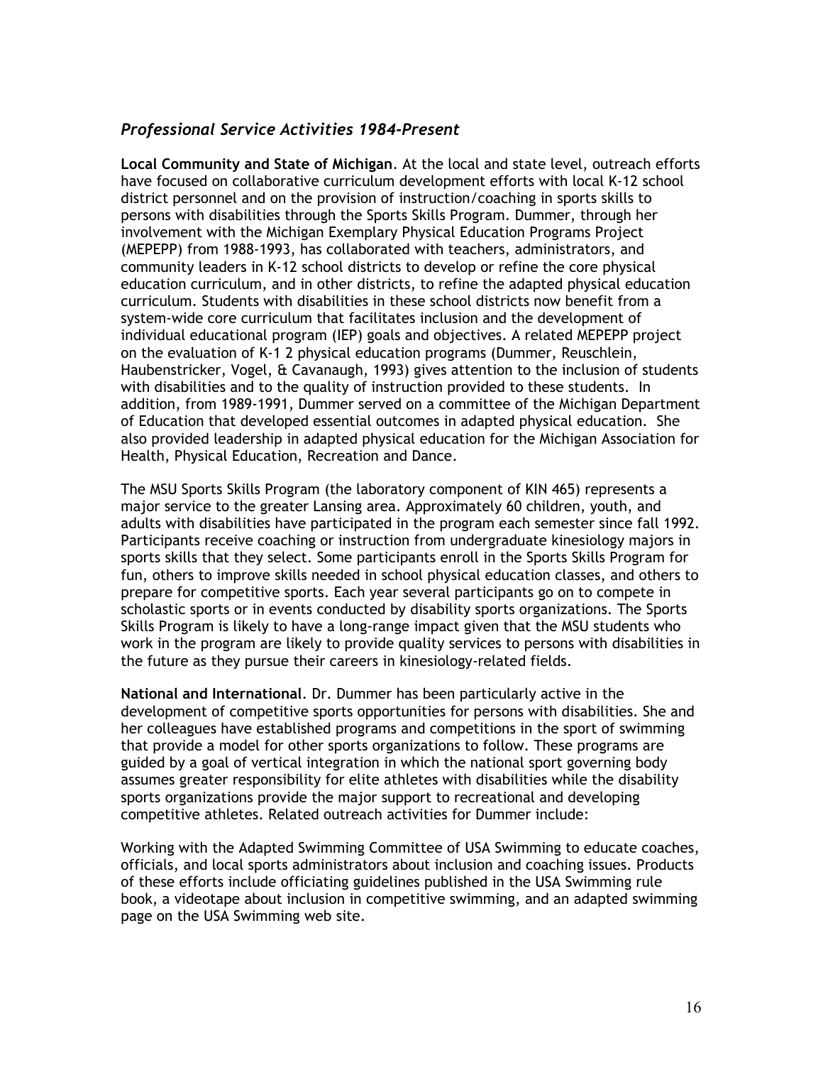### *Professional Service Activities 1984-Present*

**Local Community and State of Michigan**. At the local and state level, outreach efforts have focused on collaborative curriculum development efforts with local K-12 school district personnel and on the provision of instruction/coaching in sports skills to persons with disabilities through the Sports Skills Program. Dummer, through her involvement with the Michigan Exemplary Physical Education Programs Project (MEPEPP) from 1988-1993, has collaborated with teachers, administrators, and community leaders in K-12 school districts to develop or refine the core physical education curriculum, and in other districts, to refine the adapted physical education curriculum. Students with disabilities in these school districts now benefit from a system-wide core curriculum that facilitates inclusion and the development of individual educational program (IEP) goals and objectives. A related MEPEPP project on the evaluation of K-1 2 physical education programs (Dummer, Reuschlein, Haubenstricker, Vogel, & Cavanaugh, 1993) gives attention to the inclusion of students with disabilities and to the quality of instruction provided to these students. In addition, from 1989-1991, Dummer served on a committee of the Michigan Department of Education that developed essential outcomes in adapted physical education. She also provided leadership in adapted physical education for the Michigan Association for Health, Physical Education, Recreation and Dance.

The MSU Sports Skills Program (the laboratory component of KIN 465) represents a major service to the greater Lansing area. Approximately 60 children, youth, and adults with disabilities have participated in the program each semester since fall 1992. Participants receive coaching or instruction from undergraduate kinesiology majors in sports skills that they select. Some participants enroll in the Sports Skills Program for fun, others to improve skills needed in school physical education classes, and others to prepare for competitive sports. Each year several participants go on to compete in scholastic sports or in events conducted by disability sports organizations. The Sports Skills Program is likely to have a long-range impact given that the MSU students who work in the program are likely to provide quality services to persons with disabilities in the future as they pursue their careers in kinesiology-related fields.

**National and International**. Dr. Dummer has been particularly active in the development of competitive sports opportunities for persons with disabilities. She and her colleagues have established programs and competitions in the sport of swimming that provide a model for other sports organizations to follow. These programs are guided by a goal of vertical integration in which the national sport governing body assumes greater responsibility for elite athletes with disabilities while the disability sports organizations provide the major support to recreational and developing competitive athletes. Related outreach activities for Dummer include:

Working with the Adapted Swimming Committee of USA Swimming to educate coaches, officials, and local sports administrators about inclusion and coaching issues. Products of these efforts include officiating guidelines published in the USA Swimming rule book, a videotape about inclusion in competitive swimming, and an adapted swimming page on the USA Swimming web site.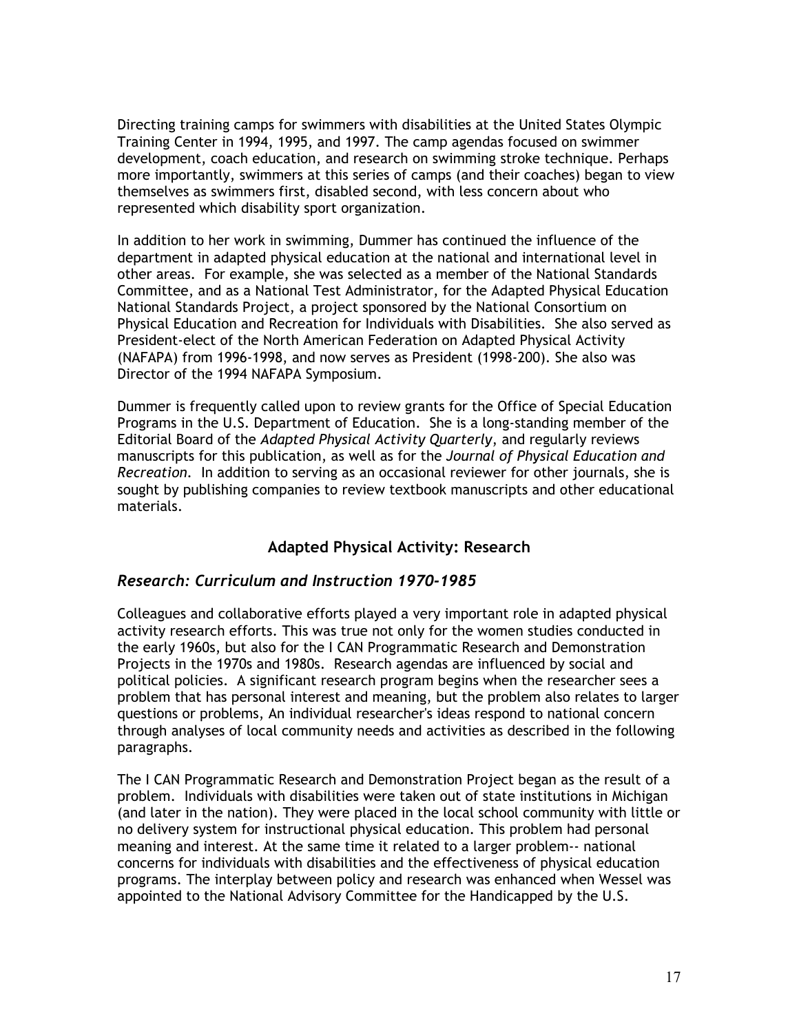Directing training camps for swimmers with disabilities at the United States Olympic Training Center in 1994, 1995, and 1997. The camp agendas focused on swimmer development, coach education, and research on swimming stroke technique. Perhaps more importantly, swimmers at this series of camps (and their coaches) began to view themselves as swimmers first, disabled second, with less concern about who represented which disability sport organization.

In addition to her work in swimming, Dummer has continued the influence of the department in adapted physical education at the national and international level in other areas. For example, she was selected as a member of the National Standards Committee, and as a National Test Administrator, for the Adapted Physical Education National Standards Project, a project sponsored by the National Consortium on Physical Education and Recreation for Individuals with Disabilities. She also served as President-elect of the North American Federation on Adapted Physical Activity (NAFAPA) from 1996-1998, and now serves as President (1998-200). She also was Director of the 1994 NAFAPA Symposium.

Dummer is frequently called upon to review grants for the Office of Special Education Programs in the U.S. Department of Education. She is a long-standing member of the Editorial Board of the *Adapted Physical Activity Quarterly*, and regularly reviews manuscripts for this publication, as well as for the *Journal of Physical Education and Recreation*. In addition to serving as an occasional reviewer for other journals, she is sought by publishing companies to review textbook manuscripts and other educational materials.

## Adapted Physical Activity: Research

### *Research: Curriculum and Instruction 1970-1985*

Colleagues and collaborative efforts played a very important role in adapted physical activity research efforts. This was true not only for the women studies conducted in the early 1960s, but also for the I CAN Programmatic Research and Demonstration Projects in the 1970s and 1980s. Research agendas are influenced by social and political policies. A significant research program begins when the researcher sees a problem that has personal interest and meaning, but the problem also relates to larger questions or problems, An individual researcher's ideas respond to national concern through analyses of local community needs and activities as described in the following paragraphs.

The I CAN Programmatic Research and Demonstration Project began as the result of a problem. Individuals with disabilities were taken out of state institutions in Michigan (and later in the nation). They were placed in the local school community with little or no delivery system for instructional physical education. This problem had personal meaning and interest. At the same time it related to a larger problem-- national concerns for individuals with disabilities and the effectiveness of physical education programs. The interplay between policy and research was enhanced when Wessel was appointed to the National Advisory Committee for the Handicapped by the U.S.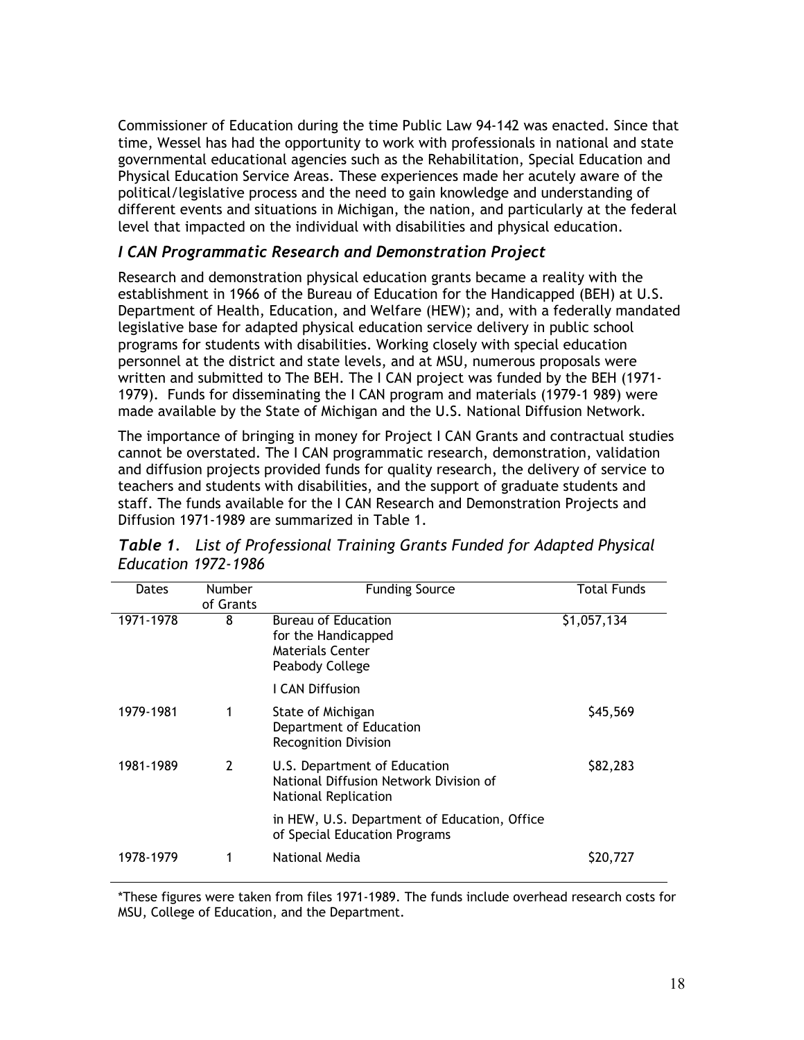Commissioner of Education during the time Public Law 94-142 was enacted. Since that time, Wessel has had the opportunity to work with professionals in national and state governmental educational agencies such as the Rehabilitation, Special Education and Physical Education Service Areas. These experiences made her acutely aware of the political/legislative process and the need to gain knowledge and understanding of different events and situations in Michigan, the nation, and particularly at the federal level that impacted on the individual with disabilities and physical education.

### *I CAN Programmatic Research and Demonstration Project*

Research and demonstration physical education grants became a reality with the establishment in 1966 of the Bureau of Education for the Handicapped (BEH) at U.S. Department of Health, Education, and Welfare (HEW); and, with a federally mandated legislative base for adapted physical education service delivery in public school programs for students with disabilities. Working closely with special education personnel at the district and state levels, and at MSU, numerous proposals were written and submitted to The BEH. The I CAN project was funded by the BEH (1971-1979). Funds for disseminating the I CAN program and materials (1979-1 989) were made available by the State of Michigan and the U.S. National Diffusion Network.

The importance of bringing in money for Project I CAN Grants and contractual studies cannot be overstated. The I CAN programmatic research, demonstration, validation and diffusion projects provided funds for quality research, the delivery of service to teachers and students with disabilities, and the support of graduate students and staff. The funds available for the I CAN Research and Demonstration Projects and Diffusion 1971-1989 are summarized in Table 1.

***Table 1.*** *List of Professional Training Grants Funded for Adapted Physical Education 1972-1986*

| Dates | Number of Grants | Funding Source | Total Funds |
|---|---|---|---|
| 1971-1978 | 8 | Bureau of Education for the Handicapped Materials Center Peabody College | $1,057,134 |
| | | I CAN Diffusion | |
| 1979-1981 | 1 | State of Michigan Department of Education Recognition Division | $45,569 |
| 1981-1989 | 2 | U.S. Department of Education National Diffusion Network Division of National Replication | $82,283 |
| | | in HEW, U.S. Department of Education, Office of Special Education Programs | |
| 1978-1979 | 1 | National Media | $20,727 |

*These figures were taken from files 1971-1989. The funds include overhead research costs for MSU, College of Education, and the Department.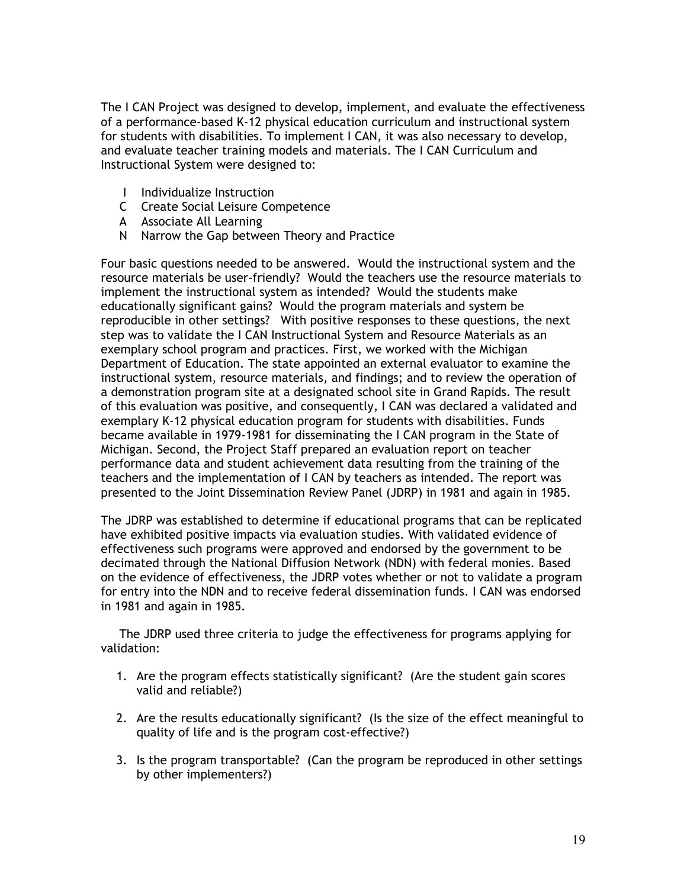The I CAN Project was designed to develop, implement, and evaluate the effectiveness of a performance-based K-12 physical education curriculum and instructional system for students with disabilities. To implement I CAN, it was also necessary to develop, and evaluate teacher training models and materials. The I CAN Curriculum and Instructional System were designed to:

- I Individualize Instruction
- C Create Social Leisure Competence
- A Associate All Learning
- N Narrow the Gap between Theory and Practice

Four basic questions needed to be answered. Would the instructional system and the resource materials be user-friendly? Would the teachers use the resource materials to implement the instructional system as intended? Would the students make educationally significant gains? Would the program materials and system be reproducible in other settings? With positive responses to these questions, the next step was to validate the I CAN Instructional System and Resource Materials as an exemplary school program and practices. First, we worked with the Michigan Department of Education. The state appointed an external evaluator to examine the instructional system, resource materials, and findings; and to review the operation of a demonstration program site at a designated school site in Grand Rapids. The result of this evaluation was positive, and consequently, I CAN was declared a validated and exemplary K-12 physical education program for students with disabilities. Funds became available in 1979-1981 for disseminating the I CAN program in the State of Michigan. Second, the Project Staff prepared an evaluation report on teacher performance data and student achievement data resulting from the training of the teachers and the implementation of I CAN by teachers as intended. The report was presented to the Joint Dissemination Review Panel (JDRP) in 1981 and again in 1985.

The JDRP was established to determine if educational programs that can be replicated have exhibited positive impacts via evaluation studies. With validated evidence of effectiveness such programs were approved and endorsed by the government to be decimated through the National Diffusion Network (NDN) with federal monies. Based on the evidence of effectiveness, the JDRP votes whether or not to validate a program for entry into the NDN and to receive federal dissemination funds. I CAN was endorsed in 1981 and again in 1985.

The JDRP used three criteria to judge the effectiveness for programs applying for validation:

1. Are the program effects statistically significant? (Are the student gain scores valid and reliable?)
2. Are the results educationally significant? (Is the size of the effect meaningful to quality of life and is the program cost-effective?)
3. Is the program transportable? (Can the program be reproduced in other settings by other implementers?)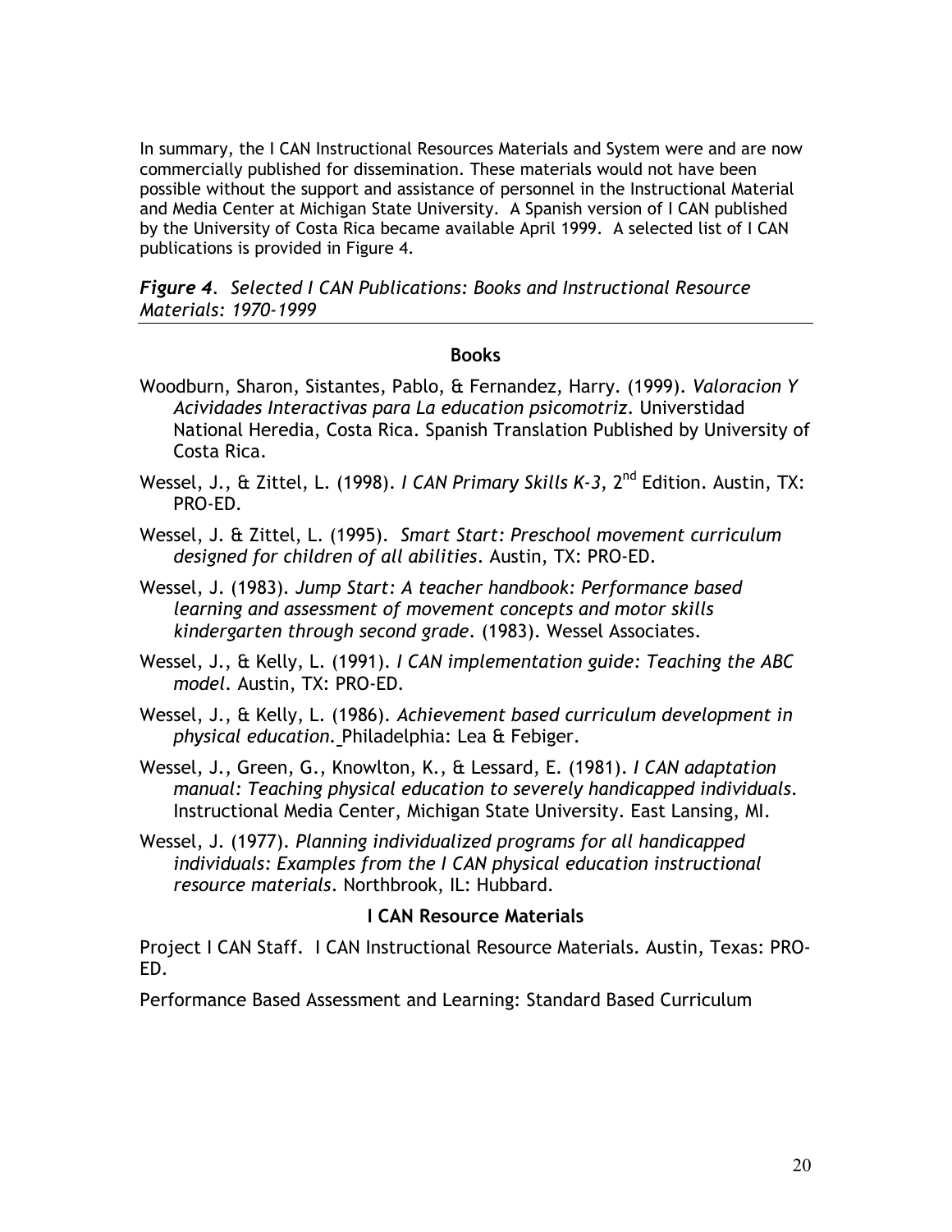In summary, the I CAN Instructional Resources Materials and System were and are now commercially published for dissemination. These materials would not have been possible without the support and assistance of personnel in the Instructional Material and Media Center at Michigan State University. A Spanish version of I CAN published by the University of Costa Rica became available April 1999. A selected list of I CAN publications is provided in Figure 4.

***Figure 4**. Selected I CAN Publications: Books and Instructional Resource Materials: 1970-1999*

**Books**

Woodburn, Sharon, Sistantes, Pablo, & Fernandez, Harry. (1999). *Valoracion Y Acividades Interactivas para La education psicomotriz*. Universtidad National Heredia, Costa Rica. Spanish Translation Published by University of Costa Rica.

Wessel, J., & Zittel, L. (1998). *I CAN Primary Skills K-3*, 2nd Edition. Austin, TX: PRO-ED.

Wessel, J. & Zittel, L. (1995). *Smart Start: Preschool movement curriculum designed for children of all abilities*. Austin, TX: PRO-ED.

Wessel, J. (1983). *Jump Start: A teacher handbook: Performance based learning and assessment of movement concepts and motor skills kindergarten through second grade*. (1983). Wessel Associates.

Wessel, J., & Kelly, L. (1991). *I CAN implementation guide: Teaching the ABC model*. Austin, TX: PRO-ED.

Wessel, J., & Kelly, L. (1986). *Achievement based curriculum development in physical education.* Philadelphia: Lea & Febiger.

Wessel, J., Green, G., Knowlton, K., & Lessard, E. (1981). *I CAN adaptation manual: Teaching physical education to severely handicapped individuals*. Instructional Media Center, Michigan State University. East Lansing, MI.

Wessel, J. (1977). *Planning individualized programs for all handicapped individuals: Examples from the I CAN physical education instructional resource materials*. Northbrook, IL: Hubbard.

**I CAN Resource Materials**

Project I CAN Staff. I CAN Instructional Resource Materials. Austin, Texas: PRO-ED.

Performance Based Assessment and Learning: Standard Based Curriculum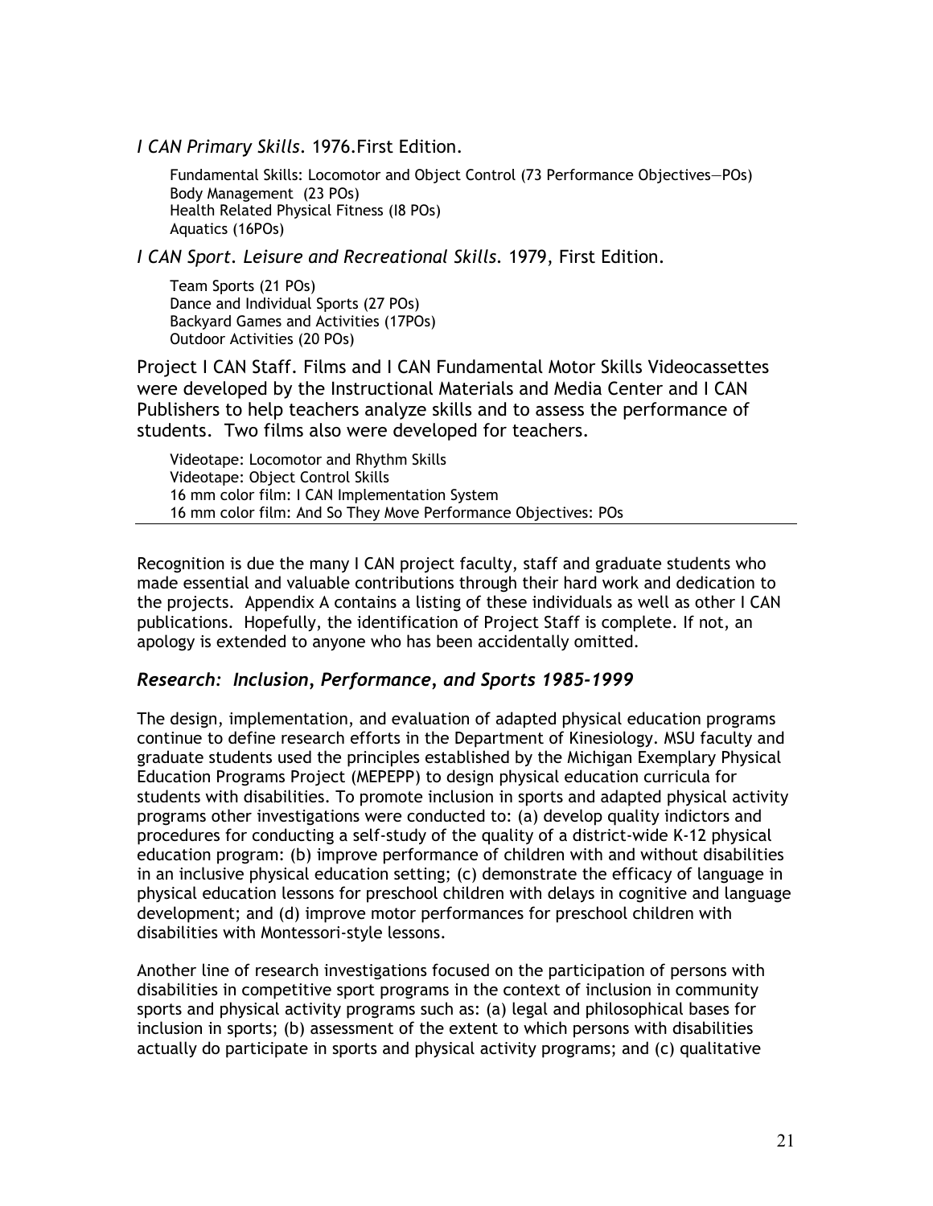*I CAN Primary Skills*. 1976.First Edition.

Fundamental Skills: Locomotor and Object Control (73 Performance Objectives—POs)
Body Management (23 POs)
Health Related Physical Fitness (I8 POs)
Aquatics (16POs)

*I CAN Sport. Leisure and Recreational Skills*. 1979, First Edition.

Team Sports (21 POs)
Dance and Individual Sports (27 POs)
Backyard Games and Activities (17POs)
Outdoor Activities (20 POs)

Project I CAN Staff. Films and I CAN Fundamental Motor Skills Videocassettes were developed by the Instructional Materials and Media Center and I CAN Publishers to help teachers analyze skills and to assess the performance of students. Two films also were developed for teachers.

Videotape: Locomotor and Rhythm Skills
Videotape: Object Control Skills
16 mm color film: I CAN Implementation System
16 mm color film: And So They Move Performance Objectives: POs

---

Recognition is due the many I CAN project faculty, staff and graduate students who made essential and valuable contributions through their hard work and dedication to the projects. Appendix A contains a listing of these individuals as well as other I CAN publications. Hopefully, the identification of Project Staff is complete. If not, an apology is extended to anyone who has been accidentally omitted.

## *Research: Inclusion, Performance, and Sports 1985-1999*

The design, implementation, and evaluation of adapted physical education programs continue to define research efforts in the Department of Kinesiology. MSU faculty and graduate students used the principles established by the Michigan Exemplary Physical Education Programs Project (MEPEPP) to design physical education curricula for students with disabilities. To promote inclusion in sports and adapted physical activity programs other investigations were conducted to: (a) develop quality indictors and procedures for conducting a self-study of the quality of a district-wide K-12 physical education program: (b) improve performance of children with and without disabilities in an inclusive physical education setting; (c) demonstrate the efficacy of language in physical education lessons for preschool children with delays in cognitive and language development; and (d) improve motor performances for preschool children with disabilities with Montessori-style lessons.

Another line of research investigations focused on the participation of persons with disabilities in competitive sport programs in the context of inclusion in community sports and physical activity programs such as: (a) legal and philosophical bases for inclusion in sports; (b) assessment of the extent to which persons with disabilities actually do participate in sports and physical activity programs; and (c) qualitative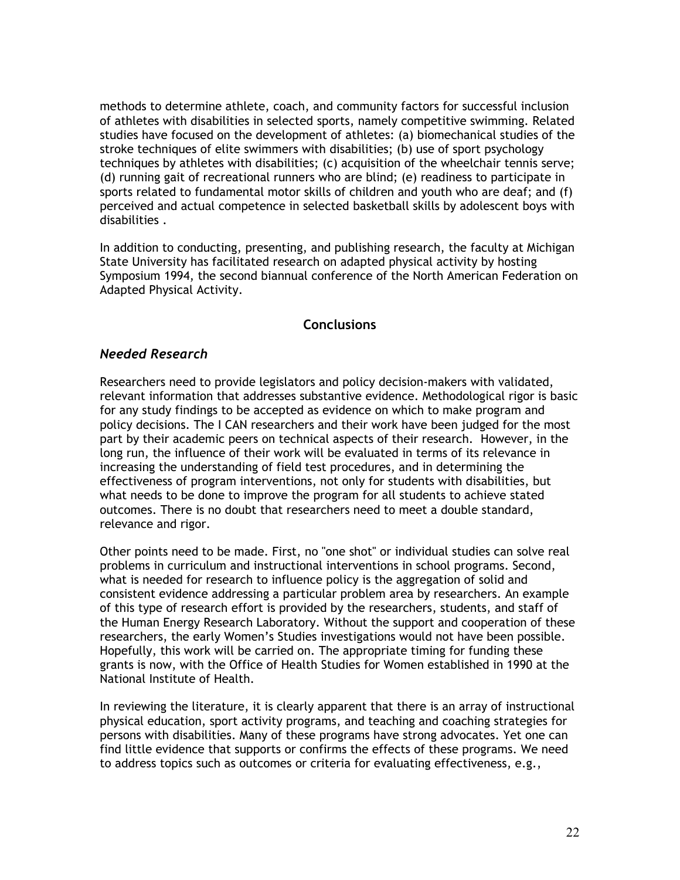methods to determine athlete, coach, and community factors for successful inclusion of athletes with disabilities in selected sports, namely competitive swimming. Related studies have focused on the development of athletes: (a) biomechanical studies of the stroke techniques of elite swimmers with disabilities; (b) use of sport psychology techniques by athletes with disabilities; (c) acquisition of the wheelchair tennis serve; (d) running gait of recreational runners who are blind; (e) readiness to participate in sports related to fundamental motor skills of children and youth who are deaf; and (f) perceived and actual competence in selected basketball skills by adolescent boys with disabilities .

In addition to conducting, presenting, and publishing research, the faculty at Michigan State University has facilitated research on adapted physical activity by hosting Symposium 1994, the second biannual conference of the North American Federation on Adapted Physical Activity.

## Conclusions

### *Needed Research*

Researchers need to provide legislators and policy decision-makers with validated, relevant information that addresses substantive evidence. Methodological rigor is basic for any study findings to be accepted as evidence on which to make program and policy decisions. The I CAN researchers and their work have been judged for the most part by their academic peers on technical aspects of their research. However, in the long run, the influence of their work will be evaluated in terms of its relevance in increasing the understanding of field test procedures, and in determining the effectiveness of program interventions, not only for students with disabilities, but what needs to be done to improve the program for all students to achieve stated outcomes. There is no doubt that researchers need to meet a double standard, relevance and rigor.

Other points need to be made. First, no "one shot" or individual studies can solve real problems in curriculum and instructional interventions in school programs. Second, what is needed for research to influence policy is the aggregation of solid and consistent evidence addressing a particular problem area by researchers. An example of this type of research effort is provided by the researchers, students, and staff of the Human Energy Research Laboratory. Without the support and cooperation of these researchers, the early Women's Studies investigations would not have been possible. Hopefully, this work will be carried on. The appropriate timing for funding these grants is now, with the Office of Health Studies for Women established in 1990 at the National Institute of Health.

In reviewing the literature, it is clearly apparent that there is an array of instructional physical education, sport activity programs, and teaching and coaching strategies for persons with disabilities. Many of these programs have strong advocates. Yet one can find little evidence that supports or confirms the effects of these programs. We need to address topics such as outcomes or criteria for evaluating effectiveness, e.g.,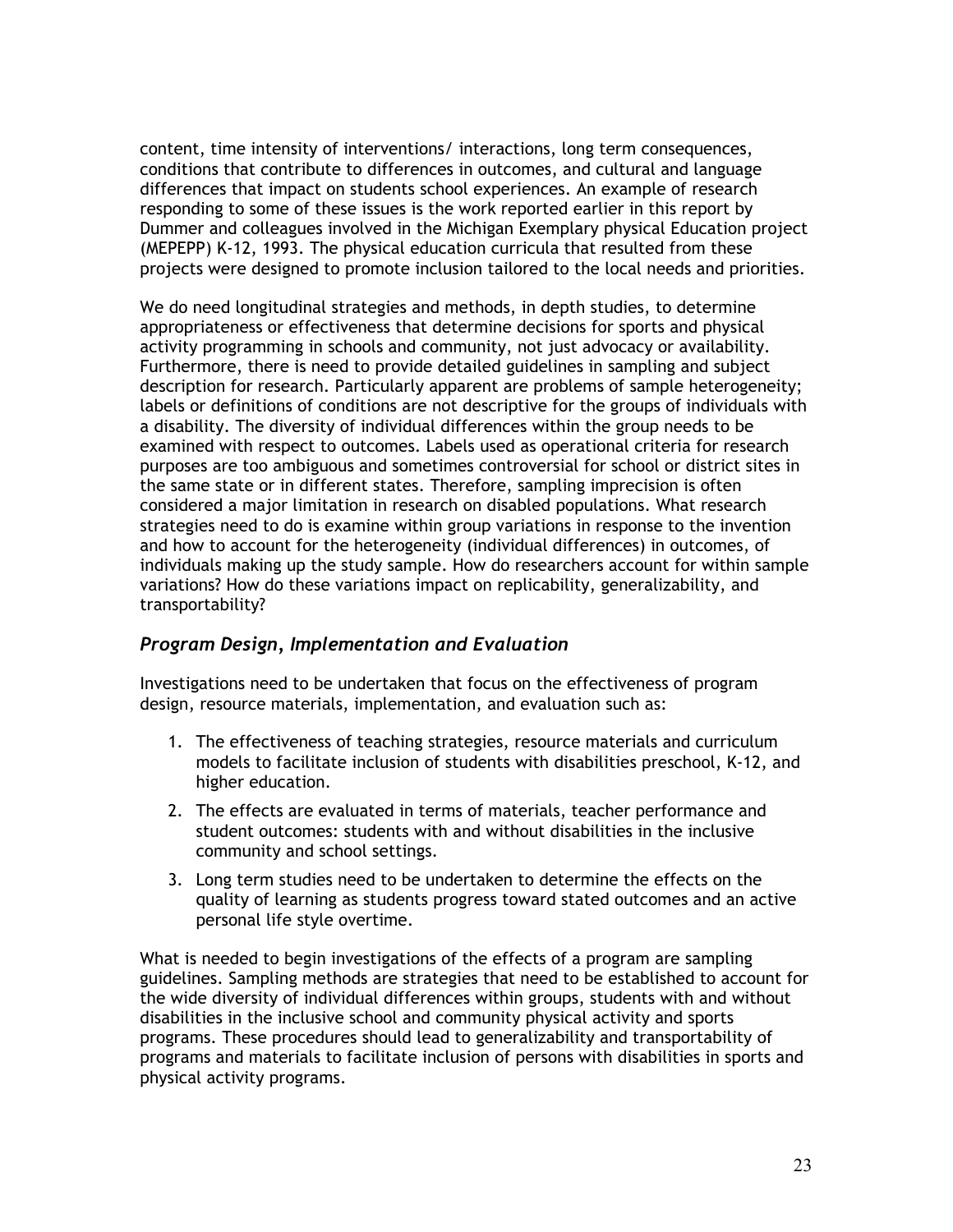content, time intensity of interventions/ interactions, long term consequences, conditions that contribute to differences in outcomes, and cultural and language differences that impact on students school experiences. An example of research responding to some of these issues is the work reported earlier in this report by Dummer and colleagues involved in the Michigan Exemplary physical Education project (MEPEPP) K-12, 1993. The physical education curricula that resulted from these projects were designed to promote inclusion tailored to the local needs and priorities.

We do need longitudinal strategies and methods, in depth studies, to determine appropriateness or effectiveness that determine decisions for sports and physical activity programming in schools and community, not just advocacy or availability. Furthermore, there is need to provide detailed guidelines in sampling and subject description for research. Particularly apparent are problems of sample heterogeneity; labels or definitions of conditions are not descriptive for the groups of individuals with a disability. The diversity of individual differences within the group needs to be examined with respect to outcomes. Labels used as operational criteria for research purposes are too ambiguous and sometimes controversial for school or district sites in the same state or in different states. Therefore, sampling imprecision is often considered a major limitation in research on disabled populations. What research strategies need to do is examine within group variations in response to the invention and how to account for the heterogeneity (individual differences) in outcomes, of individuals making up the study sample. How do researchers account for within sample variations? How do these variations impact on replicability, generalizability, and transportability?

### *Program Design, Implementation and Evaluation*

Investigations need to be undertaken that focus on the effectiveness of program design, resource materials, implementation, and evaluation such as:

1. The effectiveness of teaching strategies, resource materials and curriculum models to facilitate inclusion of students with disabilities preschool, K-12, and higher education.
2. The effects are evaluated in terms of materials, teacher performance and student outcomes: students with and without disabilities in the inclusive community and school settings.
3. Long term studies need to be undertaken to determine the effects on the quality of learning as students progress toward stated outcomes and an active personal life style overtime.

What is needed to begin investigations of the effects of a program are sampling guidelines. Sampling methods are strategies that need to be established to account for the wide diversity of individual differences within groups, students with and without disabilities in the inclusive school and community physical activity and sports programs. These procedures should lead to generalizability and transportability of programs and materials to facilitate inclusion of persons with disabilities in sports and physical activity programs.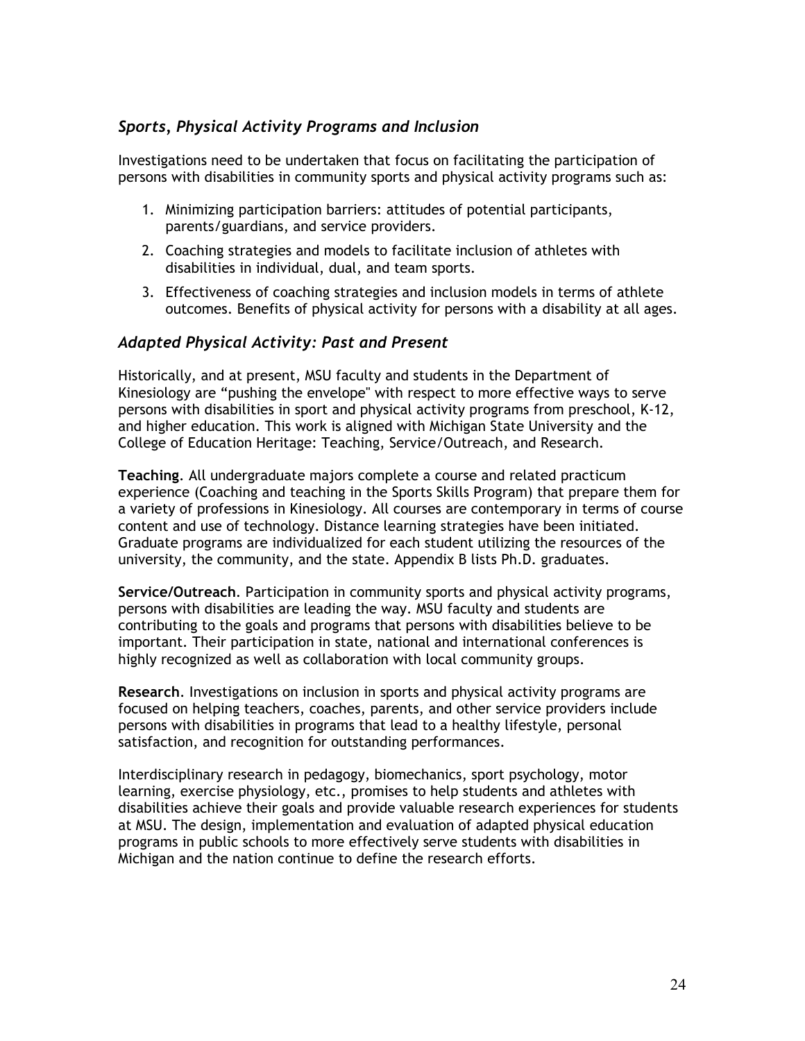## *Sports, Physical Activity Programs and Inclusion*

Investigations need to be undertaken that focus on facilitating the participation of persons with disabilities in community sports and physical activity programs such as:

1. Minimizing participation barriers: attitudes of potential participants, parents/guardians, and service providers.
2. Coaching strategies and models to facilitate inclusion of athletes with disabilities in individual, dual, and team sports.
3. Effectiveness of coaching strategies and inclusion models in terms of athlete outcomes. Benefits of physical activity for persons with a disability at all ages.

## *Adapted Physical Activity: Past and Present*

Historically, and at present, MSU faculty and students in the Department of Kinesiology are “pushing the envelope" with respect to more effective ways to serve persons with disabilities in sport and physical activity programs from preschool, K-12, and higher education. This work is aligned with Michigan State University and the College of Education Heritage: Teaching, Service/Outreach, and Research.

**Teaching**. All undergraduate majors complete a course and related practicum experience (Coaching and teaching in the Sports Skills Program) that prepare them for a variety of professions in Kinesiology. All courses are contemporary in terms of course content and use of technology. Distance learning strategies have been initiated. Graduate programs are individualized for each student utilizing the resources of the university, the community, and the state. Appendix B lists Ph.D. graduates.

**Service/Outreach**. Participation in community sports and physical activity programs, persons with disabilities are leading the way. MSU faculty and students are contributing to the goals and programs that persons with disabilities believe to be important. Their participation in state, national and international conferences is highly recognized as well as collaboration with local community groups.

**Research**. Investigations on inclusion in sports and physical activity programs are focused on helping teachers, coaches, parents, and other service providers include persons with disabilities in programs that lead to a healthy lifestyle, personal satisfaction, and recognition for outstanding performances.

Interdisciplinary research in pedagogy, biomechanics, sport psychology, motor learning, exercise physiology, etc., promises to help students and athletes with disabilities achieve their goals and provide valuable research experiences for students at MSU. The design, implementation and evaluation of adapted physical education programs in public schools to more effectively serve students with disabilities in Michigan and the nation continue to define the research efforts.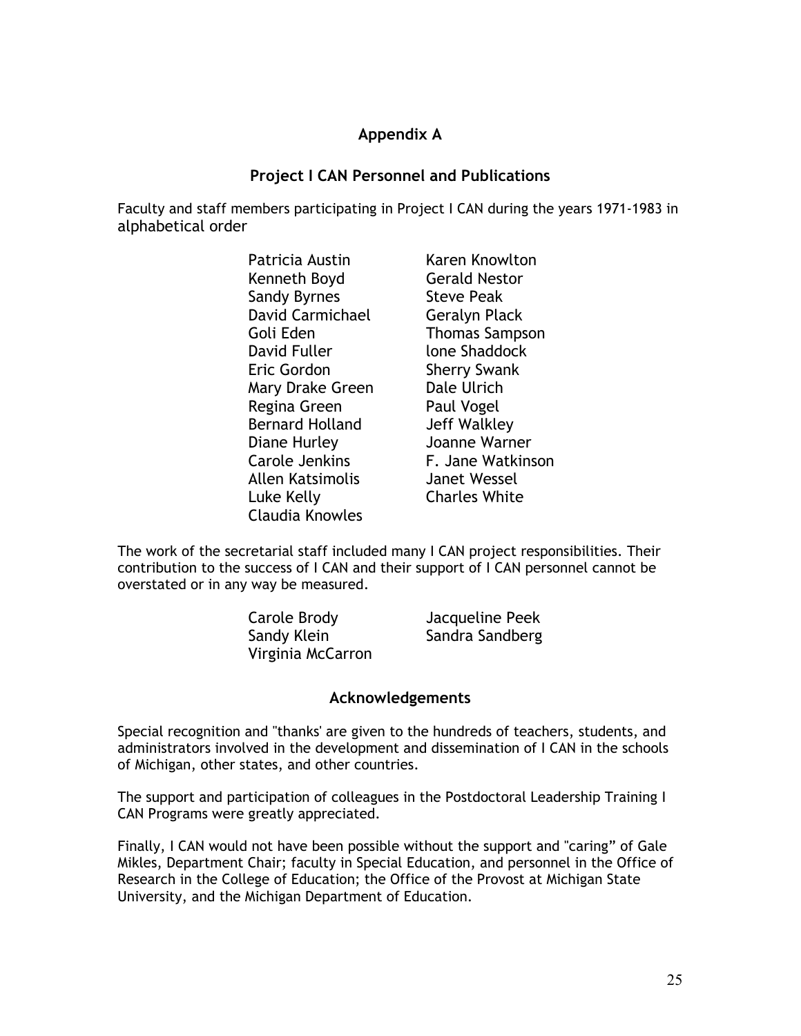# Appendix A

## Project I CAN Personnel and Publications

Faculty and staff members participating in Project I CAN during the years 1971-1983 in alphabetical order

Patricia Austin
Kenneth Boyd
Sandy Byrnes
David Carmichael
Goli Eden
David Fuller
Eric Gordon
Mary Drake Green
Regina Green
Bernard Holland
Diane Hurley
Carole Jenkins
Allen Katsimolis
Luke Kelly
Claudia Knowles
Karen Knowlton
Gerald Nestor
Steve Peak
Geralyn Plack
Thomas Sampson
lone Shaddock
Sherry Swank
Dale Ulrich
Paul Vogel
Jeff Walkley
Joanne Warner
F. Jane Watkinson
Janet Wessel
Charles White

The work of the secretarial staff included many I CAN project responsibilities. Their contribution to the success of I CAN and their support of I CAN personnel cannot be overstated or in any way be measured.

Carole Brody
Sandy Klein
Virginia McCarron
Jacqueline Peek
Sandra Sandberg

## Acknowledgements

Special recognition and "thanks' are given to the hundreds of teachers, students, and administrators involved in the development and dissemination of I CAN in the schools of Michigan, other states, and other countries.

The support and participation of colleagues in the Postdoctoral Leadership Training I CAN Programs were greatly appreciated.

Finally, I CAN would not have been possible without the support and "caring" of Gale Mikles, Department Chair; faculty in Special Education, and personnel in the Office of Research in the College of Education; the Office of the Provost at Michigan State University, and the Michigan Department of Education.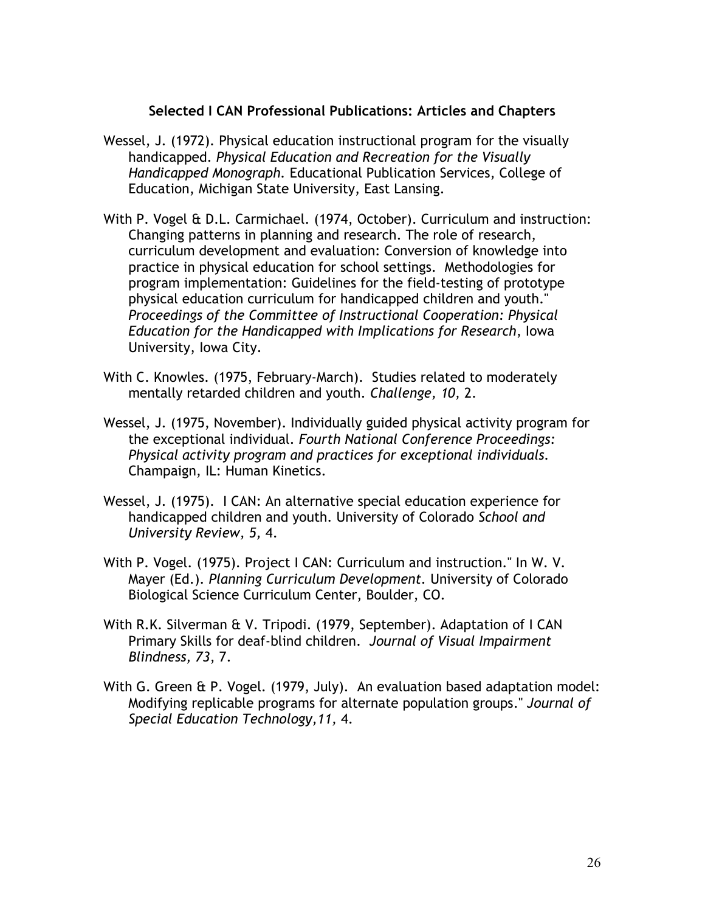### Selected I CAN Professional Publications: Articles and Chapters

Wessel, J. (1972). Physical education instructional program for the visually handicapped. *Physical Education and Recreation for the Visually Handicapped Monograph*. Educational Publication Services, College of Education, Michigan State University, East Lansing.

With P. Vogel & D.L. Carmichael. (1974, October). Curriculum and instruction: Changing patterns in planning and research. The role of research, curriculum development and evaluation: Conversion of knowledge into practice in physical education for school settings. Methodologies for program implementation: Guidelines for the field-testing of prototype physical education curriculum for handicapped children and youth." *Proceedings of the Committee of Instructional Cooperation: Physical Education for the Handicapped with Implications for Research*, Iowa University, Iowa City.

With C. Knowles. (1975, February-March). Studies related to moderately mentally retarded children and youth. *Challenge, 10,* 2.

Wessel, J. (1975, November). Individually guided physical activity program for the exceptional individual. *Fourth National Conference Proceedings: Physical activity program and practices for exceptional individuals.* Champaign, IL: Human Kinetics.

Wessel, J. (1975). I CAN: An alternative special education experience for handicapped children and youth. University of Colorado *School and University Review, 5,* 4.

With P. Vogel. (1975). Project I CAN: Curriculum and instruction." In W. V. Mayer (Ed.). *Planning Curriculum Development*. University of Colorado Biological Science Curriculum Center, Boulder, CO.

With R.K. Silverman & V. Tripodi. (1979, September). Adaptation of I CAN Primary Skills for deaf-blind children. *Journal of Visual Impairment Blindness, 73*, 7.

With G. Green & P. Vogel. (1979, July). An evaluation based adaptation model: Modifying replicable programs for alternate population groups." *Journal of Special Education Technology,11,* 4.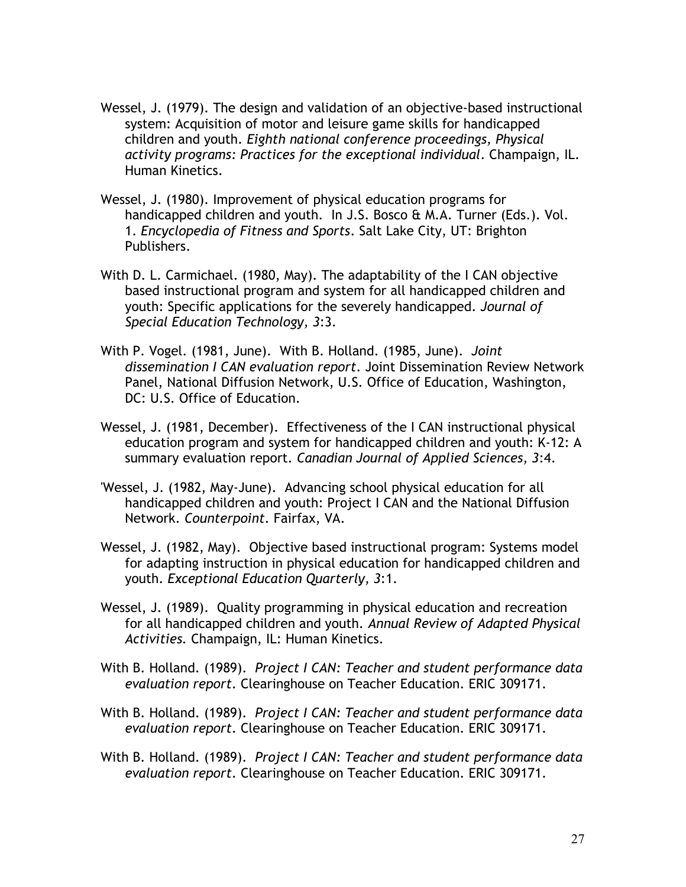Wessel, J. (1979). The design and validation of an objective-based instructional system: Acquisition of motor and leisure game skills for handicapped children and youth. *Eighth national conference proceedings, Physical activity programs: Practices for the exceptional individual*. Champaign, IL. Human Kinetics.

Wessel, J. (1980). Improvement of physical education programs for handicapped children and youth. In J.S. Bosco & M.A. Turner (Eds.). Vol. 1. *Encyclopedia of Fitness and Sports*. Salt Lake City, UT: Brighton Publishers.

With D. L. Carmichael. (1980, May). The adaptability of the I CAN objective based instructional program and system for all handicapped children and youth: Specific applications for the severely handicapped. *Journal of Special Education Technology, 3*:3.

With P. Vogel. (1981, June). With B. Holland. (1985, June). *Joint dissemination I CAN evaluation report*. Joint Dissemination Review Network Panel, National Diffusion Network, U.S. Office of Education, Washington, DC: U.S. Office of Education.

Wessel, J. (1981, December). Effectiveness of the I CAN instructional physical education program and system for handicapped children and youth: K-12: A summary evaluation report. *Canadian Journal of Applied Sciences, 3*:4.

'Wessel, J. (1982, May-June). Advancing school physical education for all handicapped children and youth: Project I CAN and the National Diffusion Network. *Counterpoint*. Fairfax, VA.

Wessel, J. (1982, May). Objective based instructional program: Systems model for adapting instruction in physical education for handicapped children and youth. *Exceptional Education Quarterly, 3*:1.

Wessel, J. (1989). Quality programming in physical education and recreation for all handicapped children and youth. *Annual Review of Adapted Physical Activities.* Champaign, IL: Human Kinetics.

With B. Holland. (1989). *Project I CAN: Teacher and student performance data evaluation report*. Clearinghouse on Teacher Education. ERIC 309171.

With B. Holland. (1989). *Project I CAN: Teacher and student performance data evaluation report*. Clearinghouse on Teacher Education. ERIC 309171.

With B. Holland. (1989). *Project I CAN: Teacher and student performance data evaluation report*. Clearinghouse on Teacher Education. ERIC 309171.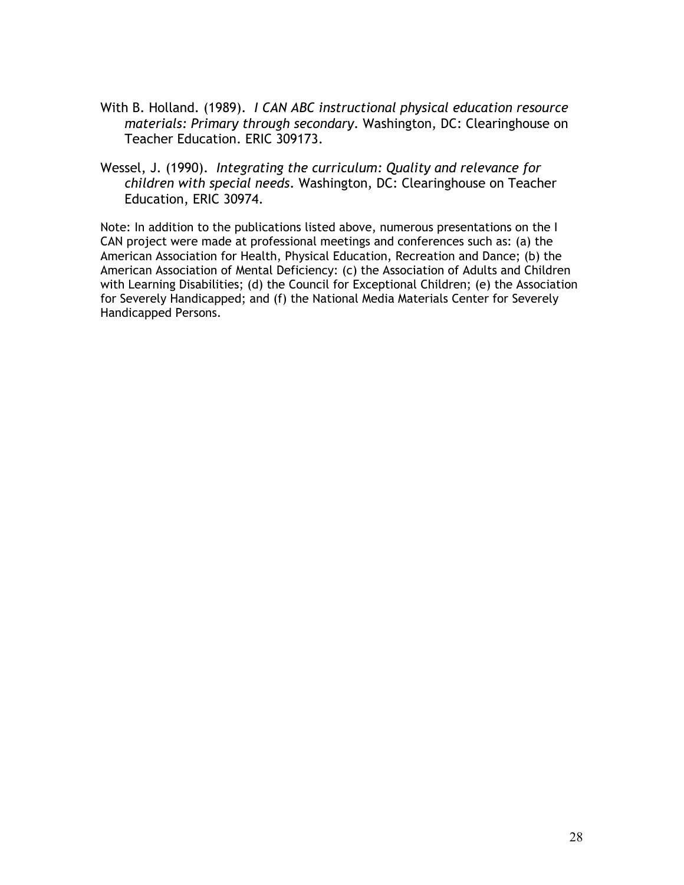With B. Holland. (1989). *I CAN ABC instructional physical education resource materials: Primary through secondary*. Washington, DC: Clearinghouse on Teacher Education. ERIC 309173.

Wessel, J. (1990). *Integrating the curriculum: Quality and relevance for children with special needs*. Washington, DC: Clearinghouse on Teacher Education, ERIC 30974.

Note: In addition to the publications listed above, numerous presentations on the I CAN project were made at professional meetings and conferences such as: (a) the American Association for Health, Physical Education, Recreation and Dance; (b) the American Association of Mental Deficiency: (c) the Association of Adults and Children with Learning Disabilities; (d) the Council for Exceptional Children; (e) the Association for Severely Handicapped; and (f) the National Media Materials Center for Severely Handicapped Persons.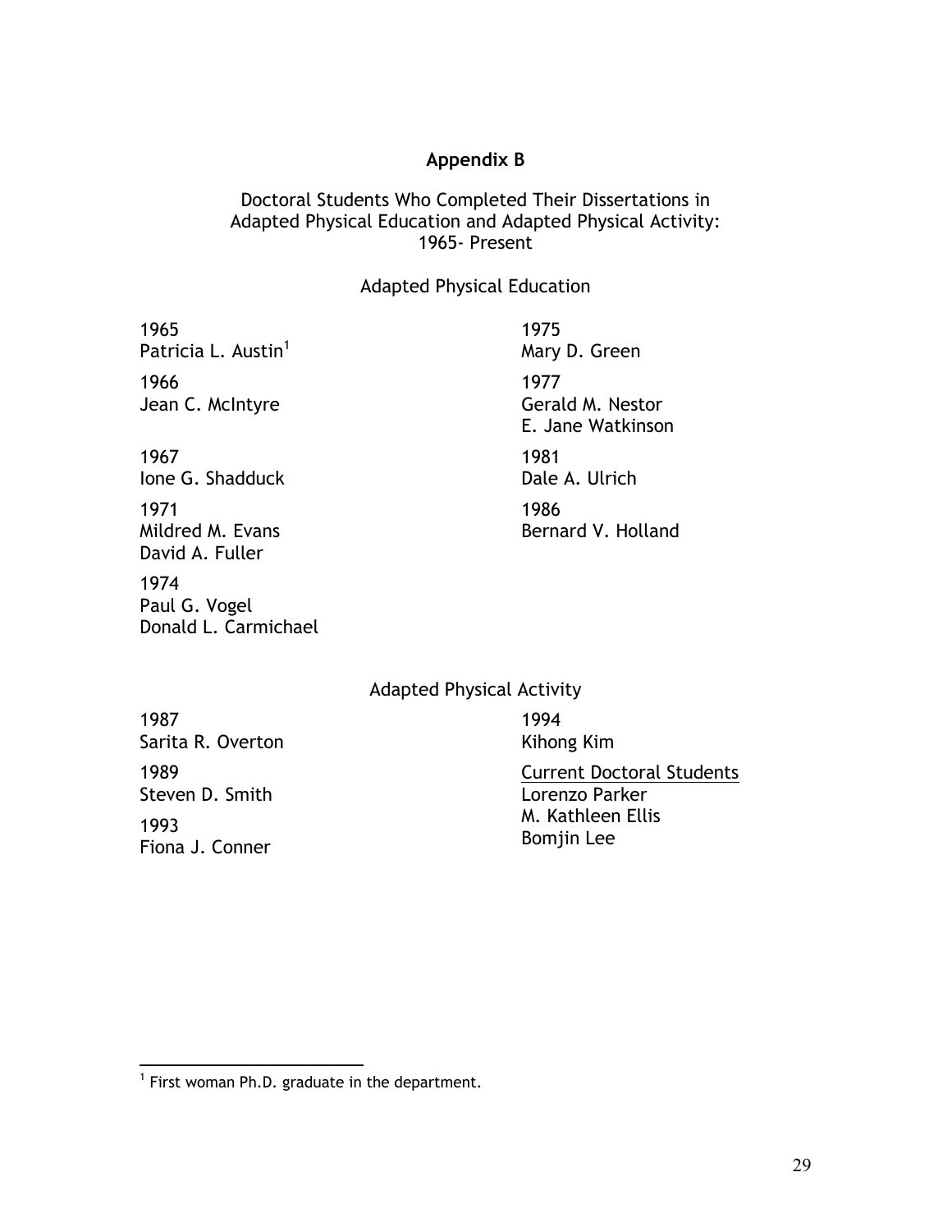## Appendix B

Doctoral Students Who Completed Their Dissertations in Adapted Physical Education and Adapted Physical Activity: 1965- Present

### Adapted Physical Education

1965
Patricia L. Austin[1]

1966
Jean C. McIntyre

1967
Ione G. Shadduck

1971
Mildred M. Evans
David A. Fuller

1974
Paul G. Vogel
Donald L. Carmichael

1975
Mary D. Green

1977
Gerald M. Nestor
E. Jane Watkinson

1981
Dale A. Ulrich

1986
Bernard V. Holland

### Adapted Physical Activity

1987
Sarita R. Overton

1989
Steven D. Smith

1993
Fiona J. Conner

1994
Kihong Kim

<u>Current Doctoral Students</u>
Lorenzo Parker
M. Kathleen Ellis
Bomjin Lee

---

[1] First woman Ph.D. graduate in the department.